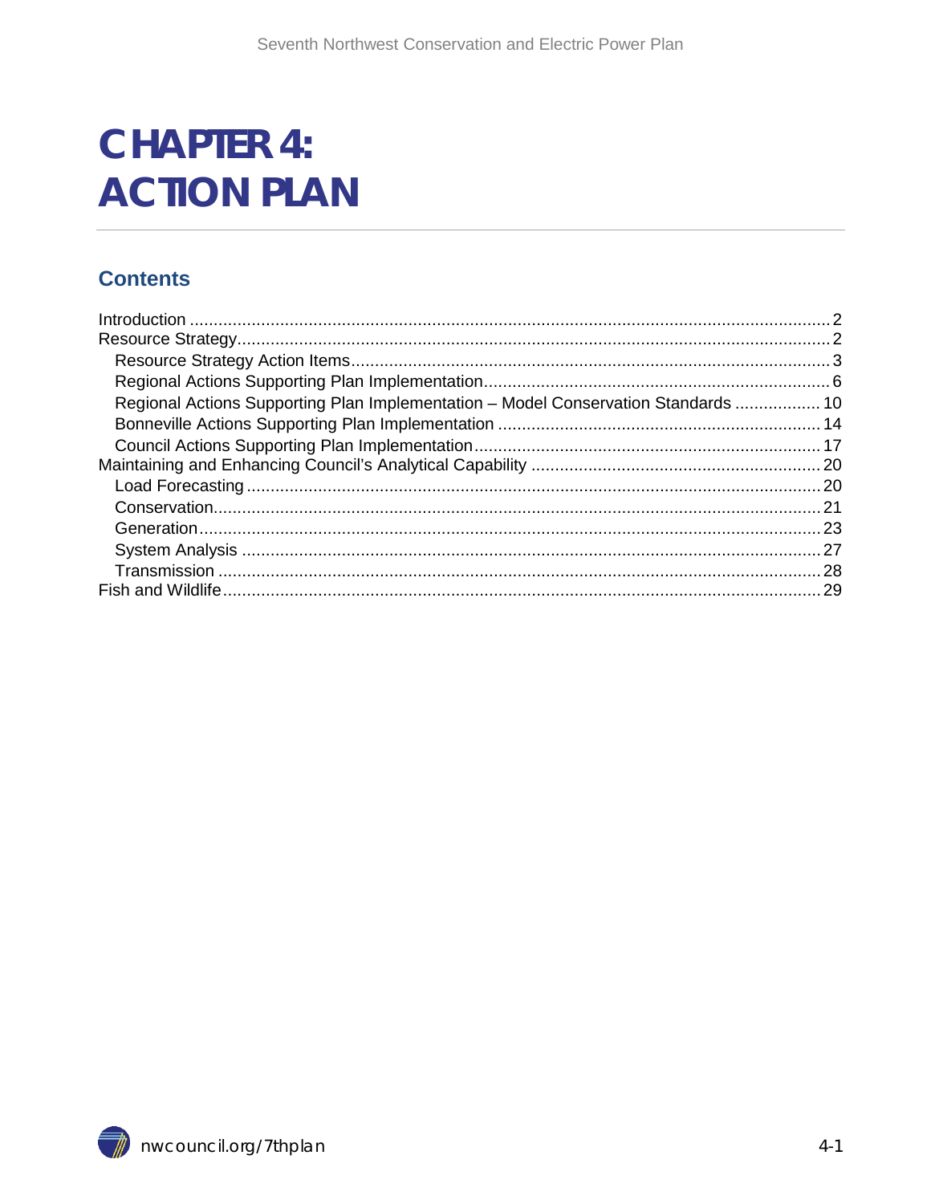# CHAPTER 4: ACTION PLAN

## Contents

Introduction .......... 2
Resource Strategy .......... 2
- Resource Strategy Action Items .......... 3
- Regional Actions Supporting Plan Implementation .......... 6
- Regional Actions Supporting Plan Implementation – Model Conservation Standards .......... 10
- Bonneville Actions Supporting Plan Implementation .......... 14
- Council Actions Supporting Plan Implementation .......... 17

Maintaining and Enhancing Council's Analytical Capability .......... 20
- Load Forecasting .......... 20
- Conservation .......... 21
- Generation .......... 23
- System Analysis .......... 27
- Transmission .......... 28

Fish and Wildlife .......... 29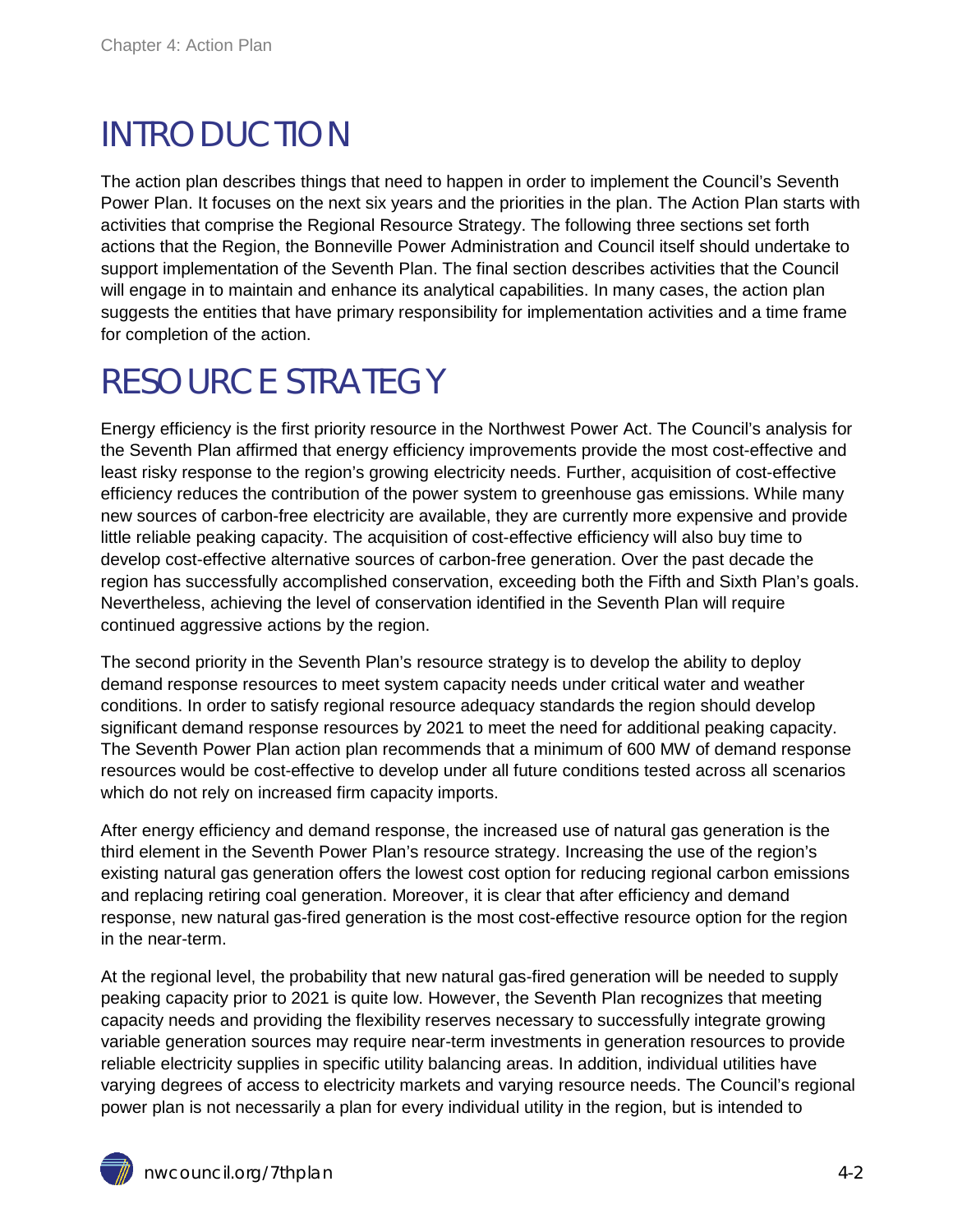# INTRODUCTION

The action plan describes things that need to happen in order to implement the Council's Seventh Power Plan. It focuses on the next six years and the priorities in the plan. The Action Plan starts with activities that comprise the Regional Resource Strategy. The following three sections set forth actions that the Region, the Bonneville Power Administration and Council itself should undertake to support implementation of the Seventh Plan. The final section describes activities that the Council will engage in to maintain and enhance its analytical capabilities. In many cases, the action plan suggests the entities that have primary responsibility for implementation activities and a time frame for completion of the action.

# RESOURCE STRATEGY

Energy efficiency is the first priority resource in the Northwest Power Act. The Council's analysis for the Seventh Plan affirmed that energy efficiency improvements provide the most cost-effective and least risky response to the region's growing electricity needs. Further, acquisition of cost-effective efficiency reduces the contribution of the power system to greenhouse gas emissions. While many new sources of carbon-free electricity are available, they are currently more expensive and provide little reliable peaking capacity. The acquisition of cost-effective efficiency will also buy time to develop cost-effective alternative sources of carbon-free generation. Over the past decade the region has successfully accomplished conservation, exceeding both the Fifth and Sixth Plan's goals. Nevertheless, achieving the level of conservation identified in the Seventh Plan will require continued aggressive actions by the region.

The second priority in the Seventh Plan's resource strategy is to develop the ability to deploy demand response resources to meet system capacity needs under critical water and weather conditions. In order to satisfy regional resource adequacy standards the region should develop significant demand response resources by 2021 to meet the need for additional peaking capacity. The Seventh Power Plan action plan recommends that a minimum of 600 MW of demand response resources would be cost-effective to develop under all future conditions tested across all scenarios which do not rely on increased firm capacity imports.

After energy efficiency and demand response, the increased use of natural gas generation is the third element in the Seventh Power Plan's resource strategy. Increasing the use of the region's existing natural gas generation offers the lowest cost option for reducing regional carbon emissions and replacing retiring coal generation. Moreover, it is clear that after efficiency and demand response, new natural gas-fired generation is the most cost-effective resource option for the region in the near-term.

At the regional level, the probability that new natural gas-fired generation will be needed to supply peaking capacity prior to 2021 is quite low. However, the Seventh Plan recognizes that meeting capacity needs and providing the flexibility reserves necessary to successfully integrate growing variable generation sources may require near-term investments in generation resources to provide reliable electricity supplies in specific utility balancing areas. In addition, individual utilities have varying degrees of access to electricity markets and varying resource needs. The Council's regional power plan is not necessarily a plan for every individual utility in the region, but is intended to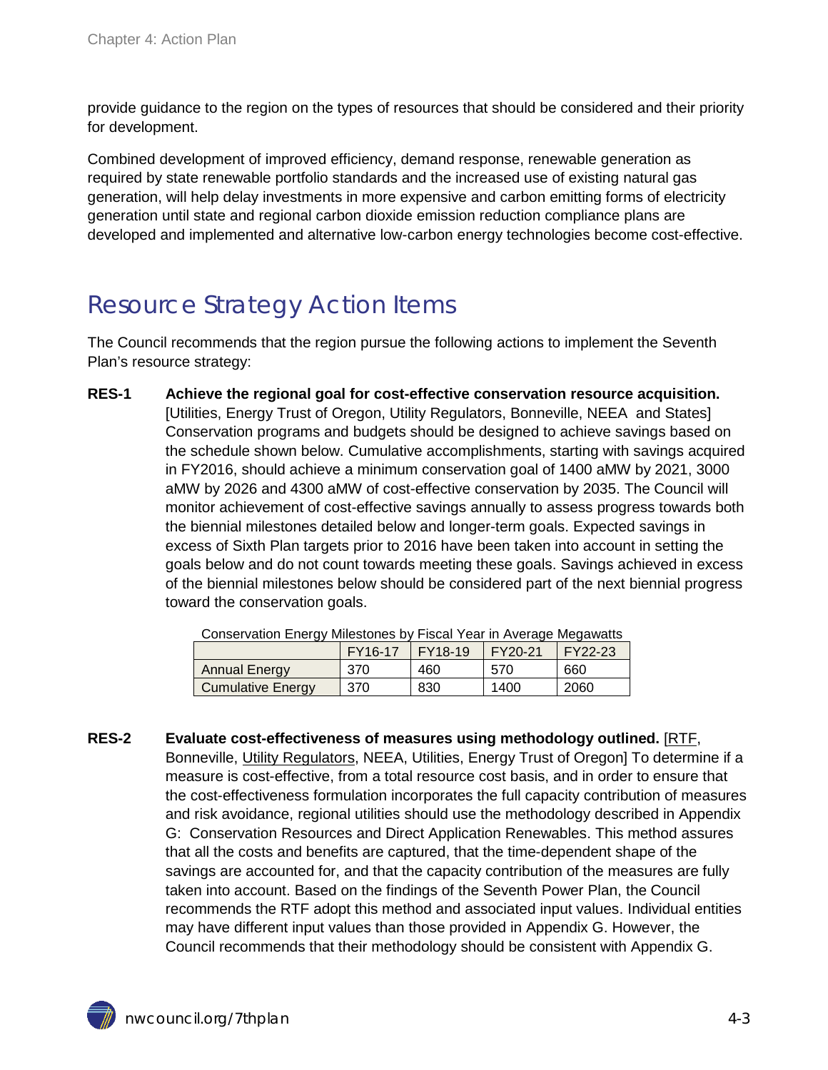provide guidance to the region on the types of resources that should be considered and their priority for development.

Combined development of improved efficiency, demand response, renewable generation as required by state renewable portfolio standards and the increased use of existing natural gas generation, will help delay investments in more expensive and carbon emitting forms of electricity generation until state and regional carbon dioxide emission reduction compliance plans are developed and implemented and alternative low-carbon energy technologies become cost-effective.

## Resource Strategy Action Items

The Council recommends that the region pursue the following actions to implement the Seventh Plan's resource strategy:

**RES-1 Achieve the regional goal for cost-effective conservation resource acquisition.** [Utilities, Energy Trust of Oregon, Utility Regulators, Bonneville, NEEA and States] Conservation programs and budgets should be designed to achieve savings based on the schedule shown below. Cumulative accomplishments, starting with savings acquired in FY2016, should achieve a minimum conservation goal of 1400 aMW by 2021, 3000 aMW by 2026 and 4300 aMW of cost-effective conservation by 2035. The Council will monitor achievement of cost-effective savings annually to assess progress towards both the biennial milestones detailed below and longer-term goals. Expected savings in excess of Sixth Plan targets prior to 2016 have been taken into account in setting the goals below and do not count towards meeting these goals. Savings achieved in excess of the biennial milestones below should be considered part of the next biennial progress toward the conservation goals.

Conservation Energy Milestones by Fiscal Year in Average Megawatts

| | FY16-17 | FY18-19 | FY20-21 | FY22-23 |
|---|---|---|---|---|
| Annual Energy | 370 | 460 | 570 | 660 |
| Cumulative Energy | 370 | 830 | 1400 | 2060 |

**RES-2 Evaluate cost-effectiveness of measures using methodology outlined.** [RTF, Bonneville, Utility Regulators, NEEA, Utilities, Energy Trust of Oregon] To determine if a measure is cost-effective, from a total resource cost basis, and in order to ensure that the cost-effectiveness formulation incorporates the full capacity contribution of measures and risk avoidance, regional utilities should use the methodology described in Appendix G: Conservation Resources and Direct Application Renewables. This method assures that all the costs and benefits are captured, that the time-dependent shape of the savings are accounted for, and that the capacity contribution of the measures are fully taken into account. Based on the findings of the Seventh Power Plan, the Council recommends the RTF adopt this method and associated input values. Individual entities may have different input values than those provided in Appendix G. However, the Council recommends that their methodology should be consistent with Appendix G.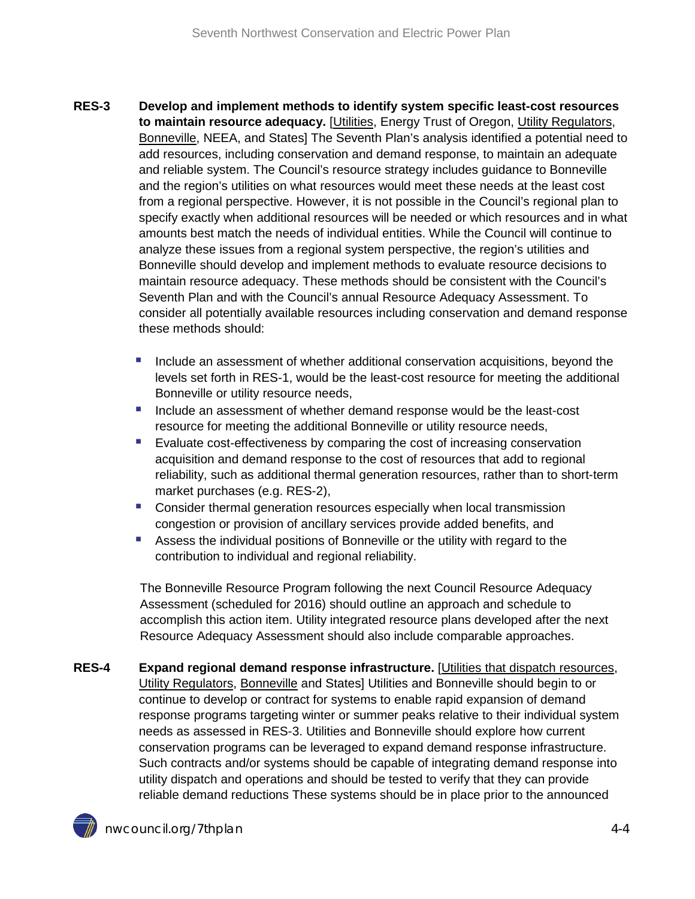**RES-3 Develop and implement methods to identify system specific least-cost resources to maintain resource adequacy.** [Utilities, Energy Trust of Oregon, Utility Regulators, Bonneville, NEEA, and States] The Seventh Plan's analysis identified a potential need to add resources, including conservation and demand response, to maintain an adequate and reliable system. The Council's resource strategy includes guidance to Bonneville and the region's utilities on what resources would meet these needs at the least cost from a regional perspective. However, it is not possible in the Council's regional plan to specify exactly when additional resources will be needed or which resources and in what amounts best match the needs of individual entities. While the Council will continue to analyze these issues from a regional system perspective, the region's utilities and Bonneville should develop and implement methods to evaluate resource decisions to maintain resource adequacy. These methods should be consistent with the Council's Seventh Plan and with the Council's annual Resource Adequacy Assessment. To consider all potentially available resources including conservation and demand response these methods should:

- Include an assessment of whether additional conservation acquisitions, beyond the levels set forth in RES-1, would be the least-cost resource for meeting the additional Bonneville or utility resource needs,
- Include an assessment of whether demand response would be the least-cost resource for meeting the additional Bonneville or utility resource needs,
- Evaluate cost-effectiveness by comparing the cost of increasing conservation acquisition and demand response to the cost of resources that add to regional reliability, such as additional thermal generation resources, rather than to short-term market purchases (e.g. RES-2),
- Consider thermal generation resources especially when local transmission congestion or provision of ancillary services provide added benefits, and
- Assess the individual positions of Bonneville or the utility with regard to the contribution to individual and regional reliability.

The Bonneville Resource Program following the next Council Resource Adequacy Assessment (scheduled for 2016) should outline an approach and schedule to accomplish this action item. Utility integrated resource plans developed after the next Resource Adequacy Assessment should also include comparable approaches.

**RES-4 Expand regional demand response infrastructure.** [Utilities that dispatch resources, Utility Regulators, Bonneville and States] Utilities and Bonneville should begin to or continue to develop or contract for systems to enable rapid expansion of demand response programs targeting winter or summer peaks relative to their individual system needs as assessed in RES-3. Utilities and Bonneville should explore how current conservation programs can be leveraged to expand demand response infrastructure. Such contracts and/or systems should be capable of integrating demand response into utility dispatch and operations and should be tested to verify that they can provide reliable demand reductions These systems should be in place prior to the announced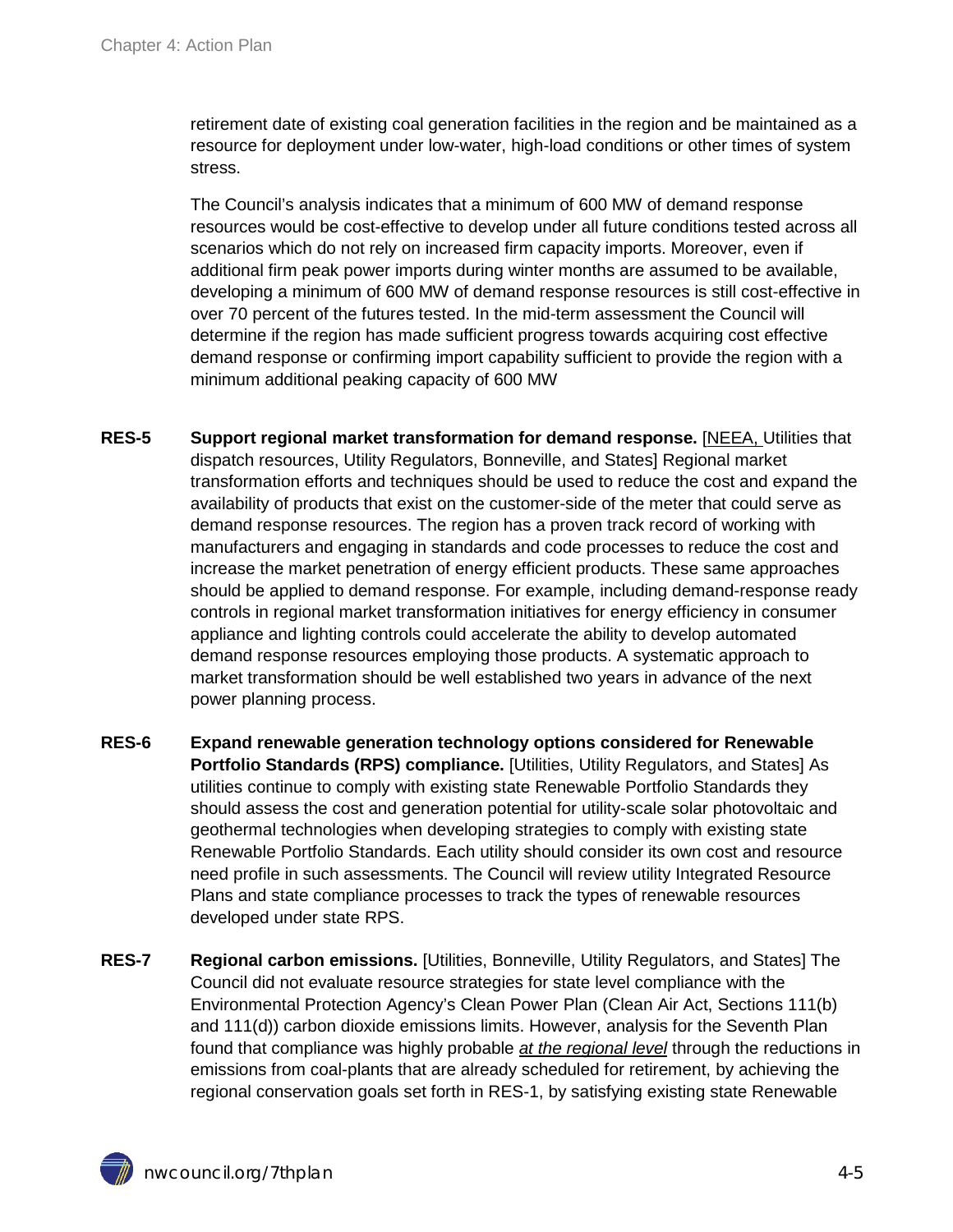retirement date of existing coal generation facilities in the region and be maintained as a resource for deployment under low-water, high-load conditions or other times of system stress.

The Council's analysis indicates that a minimum of 600 MW of demand response resources would be cost-effective to develop under all future conditions tested across all scenarios which do not rely on increased firm capacity imports. Moreover, even if additional firm peak power imports during winter months are assumed to be available, developing a minimum of 600 MW of demand response resources is still cost-effective in over 70 percent of the futures tested. In the mid-term assessment the Council will determine if the region has made sufficient progress towards acquiring cost effective demand response or confirming import capability sufficient to provide the region with a minimum additional peaking capacity of 600 MW

**RES-5** **Support regional market transformation for demand response.** [NEEA, Utilities that dispatch resources, Utility Regulators, Bonneville, and States] Regional market transformation efforts and techniques should be used to reduce the cost and expand the availability of products that exist on the customer-side of the meter that could serve as demand response resources. The region has a proven track record of working with manufacturers and engaging in standards and code processes to reduce the cost and increase the market penetration of energy efficient products. These same approaches should be applied to demand response. For example, including demand-response ready controls in regional market transformation initiatives for energy efficiency in consumer appliance and lighting controls could accelerate the ability to develop automated demand response resources employing those products. A systematic approach to market transformation should be well established two years in advance of the next power planning process.

**RES-6** **Expand renewable generation technology options considered for Renewable Portfolio Standards (RPS) compliance.** [Utilities, Utility Regulators, and States] As utilities continue to comply with existing state Renewable Portfolio Standards they should assess the cost and generation potential for utility-scale solar photovoltaic and geothermal technologies when developing strategies to comply with existing state Renewable Portfolio Standards. Each utility should consider its own cost and resource need profile in such assessments. The Council will review utility Integrated Resource Plans and state compliance processes to track the types of renewable resources developed under state RPS.

**RES-7** **Regional carbon emissions.** [Utilities, Bonneville, Utility Regulators, and States] The Council did not evaluate resource strategies for state level compliance with the Environmental Protection Agency's Clean Power Plan (Clean Air Act, Sections 111(b) and 111(d)) carbon dioxide emissions limits. However, analysis for the Seventh Plan found that compliance was highly probable *at the regional level* through the reductions in emissions from coal-plants that are already scheduled for retirement, by achieving the regional conservation goals set forth in RES-1, by satisfying existing state Renewable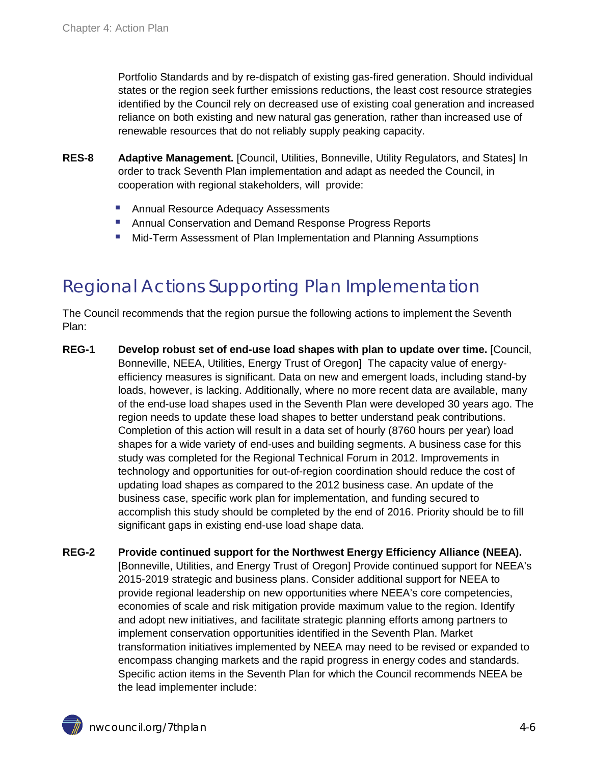Portfolio Standards and by re-dispatch of existing gas-fired generation. Should individual states or the region seek further emissions reductions, the least cost resource strategies identified by the Council rely on decreased use of existing coal generation and increased reliance on both existing and new natural gas generation, rather than increased use of renewable resources that do not reliably supply peaking capacity.

**RES-8** **Adaptive Management.** [Council, Utilities, Bonneville, Utility Regulators, and States] In order to track Seventh Plan implementation and adapt as needed the Council, in cooperation with regional stakeholders, will provide:

- Annual Resource Adequacy Assessments
- Annual Conservation and Demand Response Progress Reports
- Mid-Term Assessment of Plan Implementation and Planning Assumptions

## Regional Actions Supporting Plan Implementation

The Council recommends that the region pursue the following actions to implement the Seventh Plan:

**REG-1** **Develop robust set of end-use load shapes with plan to update over time.** [Council, Bonneville, NEEA, Utilities, Energy Trust of Oregon] The capacity value of energy-efficiency measures is significant. Data on new and emergent loads, including stand-by loads, however, is lacking. Additionally, where no more recent data are available, many of the end-use load shapes used in the Seventh Plan were developed 30 years ago. The region needs to update these load shapes to better understand peak contributions. Completion of this action will result in a data set of hourly (8760 hours per year) load shapes for a wide variety of end-uses and building segments. A business case for this study was completed for the Regional Technical Forum in 2012. Improvements in technology and opportunities for out-of-region coordination should reduce the cost of updating load shapes as compared to the 2012 business case. An update of the business case, specific work plan for implementation, and funding secured to accomplish this study should be completed by the end of 2016. Priority should be to fill significant gaps in existing end-use load shape data.

**REG-2** **Provide continued support for the Northwest Energy Efficiency Alliance (NEEA).** [Bonneville, Utilities, and Energy Trust of Oregon] Provide continued support for NEEA's 2015-2019 strategic and business plans. Consider additional support for NEEA to provide regional leadership on new opportunities where NEEA's core competencies, economies of scale and risk mitigation provide maximum value to the region. Identify and adopt new initiatives, and facilitate strategic planning efforts among partners to implement conservation opportunities identified in the Seventh Plan. Market transformation initiatives implemented by NEEA may need to be revised or expanded to encompass changing markets and the rapid progress in energy codes and standards. Specific action items in the Seventh Plan for which the Council recommends NEEA be the lead implementer include: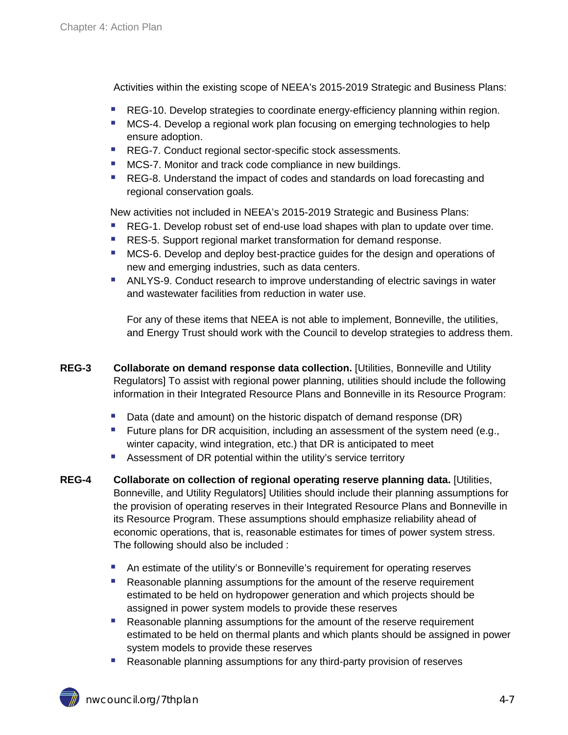Activities within the existing scope of NEEA's 2015-2019 Strategic and Business Plans:

- REG-10. Develop strategies to coordinate energy-efficiency planning within region.
- MCS-4. Develop a regional work plan focusing on emerging technologies to help ensure adoption.
- REG-7. Conduct regional sector-specific stock assessments.
- MCS-7. Monitor and track code compliance in new buildings.
- REG-8. Understand the impact of codes and standards on load forecasting and regional conservation goals.

New activities not included in NEEA's 2015-2019 Strategic and Business Plans:

- REG-1. Develop robust set of end-use load shapes with plan to update over time.
- RES-5. Support regional market transformation for demand response.
- MCS-6. Develop and deploy best-practice guides for the design and operations of new and emerging industries, such as data centers.
- ANLYS-9. Conduct research to improve understanding of electric savings in water and wastewater facilities from reduction in water use.

  For any of these items that NEEA is not able to implement, Bonneville, the utilities, and Energy Trust should work with the Council to develop strategies to address them.

**REG-3** **Collaborate on demand response data collection.** [Utilities, Bonneville and Utility Regulators] To assist with regional power planning, utilities should include the following information in their Integrated Resource Plans and Bonneville in its Resource Program:

- Data (date and amount) on the historic dispatch of demand response (DR)
- Future plans for DR acquisition, including an assessment of the system need (e.g., winter capacity, wind integration, etc.) that DR is anticipated to meet
- Assessment of DR potential within the utility's service territory

**REG-4** **Collaborate on collection of regional operating reserve planning data.** [Utilities, Bonneville, and Utility Regulators] Utilities should include their planning assumptions for the provision of operating reserves in their Integrated Resource Plans and Bonneville in its Resource Program. These assumptions should emphasize reliability ahead of economic operations, that is, reasonable estimates for times of power system stress. The following should also be included :

- An estimate of the utility's or Bonneville's requirement for operating reserves
- Reasonable planning assumptions for the amount of the reserve requirement estimated to be held on hydropower generation and which projects should be assigned in power system models to provide these reserves
- Reasonable planning assumptions for the amount of the reserve requirement estimated to be held on thermal plants and which plants should be assigned in power system models to provide these reserves
- Reasonable planning assumptions for any third-party provision of reserves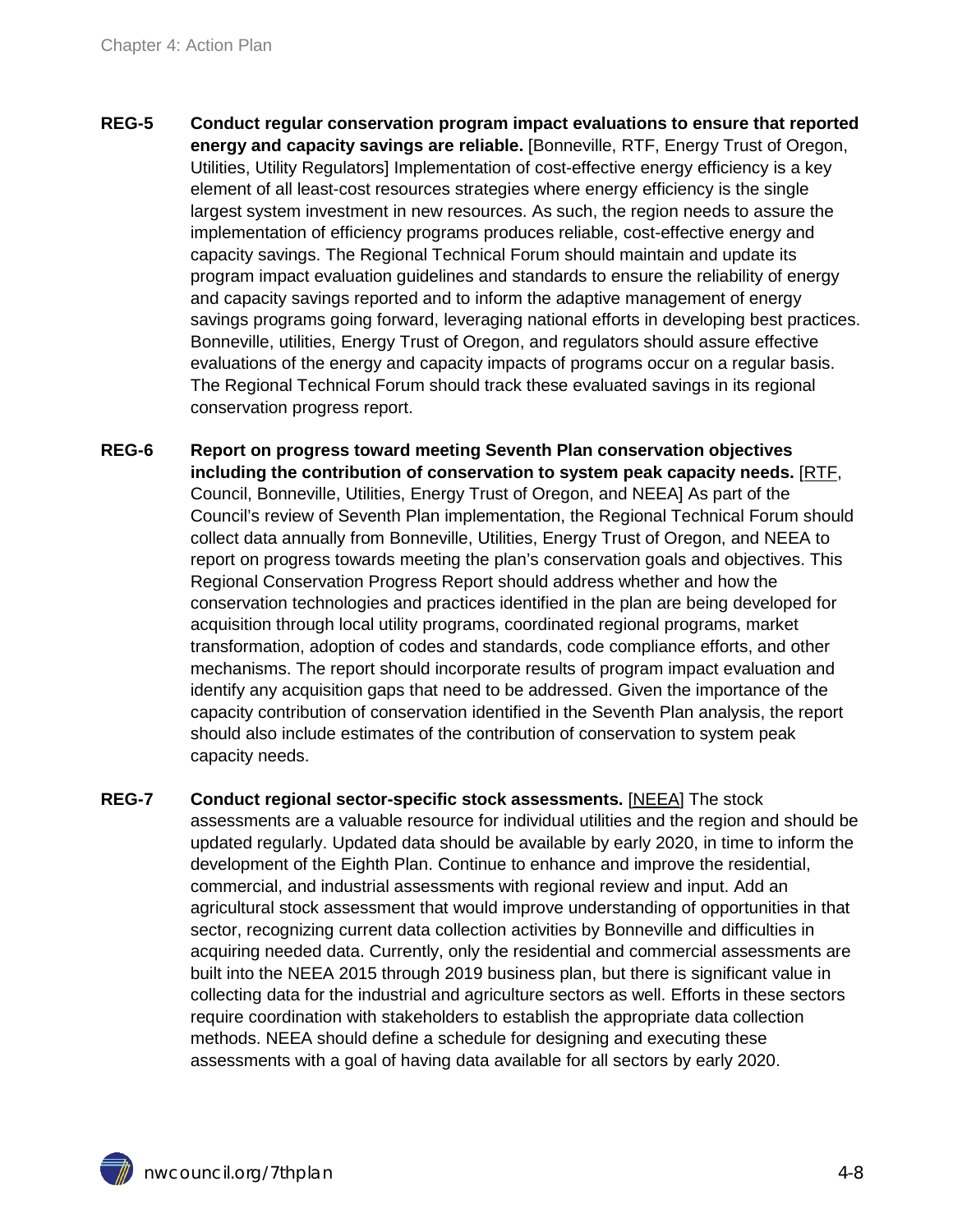**REG-5** **Conduct regular conservation program impact evaluations to ensure that reported energy and capacity savings are reliable.** [Bonneville, RTF, Energy Trust of Oregon, Utilities, Utility Regulators] Implementation of cost-effective energy efficiency is a key element of all least-cost resources strategies where energy efficiency is the single largest system investment in new resources. As such, the region needs to assure the implementation of efficiency programs produces reliable, cost-effective energy and capacity savings. The Regional Technical Forum should maintain and update its program impact evaluation guidelines and standards to ensure the reliability of energy and capacity savings reported and to inform the adaptive management of energy savings programs going forward, leveraging national efforts in developing best practices. Bonneville, utilities, Energy Trust of Oregon, and regulators should assure effective evaluations of the energy and capacity impacts of programs occur on a regular basis. The Regional Technical Forum should track these evaluated savings in its regional conservation progress report.

**REG-6** **Report on progress toward meeting Seventh Plan conservation objectives including the contribution of conservation to system peak capacity needs.** [RTF, Council, Bonneville, Utilities, Energy Trust of Oregon, and NEEA] As part of the Council's review of Seventh Plan implementation, the Regional Technical Forum should collect data annually from Bonneville, Utilities, Energy Trust of Oregon, and NEEA to report on progress towards meeting the plan's conservation goals and objectives. This Regional Conservation Progress Report should address whether and how the conservation technologies and practices identified in the plan are being developed for acquisition through local utility programs, coordinated regional programs, market transformation, adoption of codes and standards, code compliance efforts, and other mechanisms. The report should incorporate results of program impact evaluation and identify any acquisition gaps that need to be addressed. Given the importance of the capacity contribution of conservation identified in the Seventh Plan analysis, the report should also include estimates of the contribution of conservation to system peak capacity needs.

**REG-7** **Conduct regional sector-specific stock assessments.** [NEEA] The stock assessments are a valuable resource for individual utilities and the region and should be updated regularly. Updated data should be available by early 2020, in time to inform the development of the Eighth Plan. Continue to enhance and improve the residential, commercial, and industrial assessments with regional review and input. Add an agricultural stock assessment that would improve understanding of opportunities in that sector, recognizing current data collection activities by Bonneville and difficulties in acquiring needed data. Currently, only the residential and commercial assessments are built into the NEEA 2015 through 2019 business plan, but there is significant value in collecting data for the industrial and agriculture sectors as well. Efforts in these sectors require coordination with stakeholders to establish the appropriate data collection methods. NEEA should define a schedule for designing and executing these assessments with a goal of having data available for all sectors by early 2020.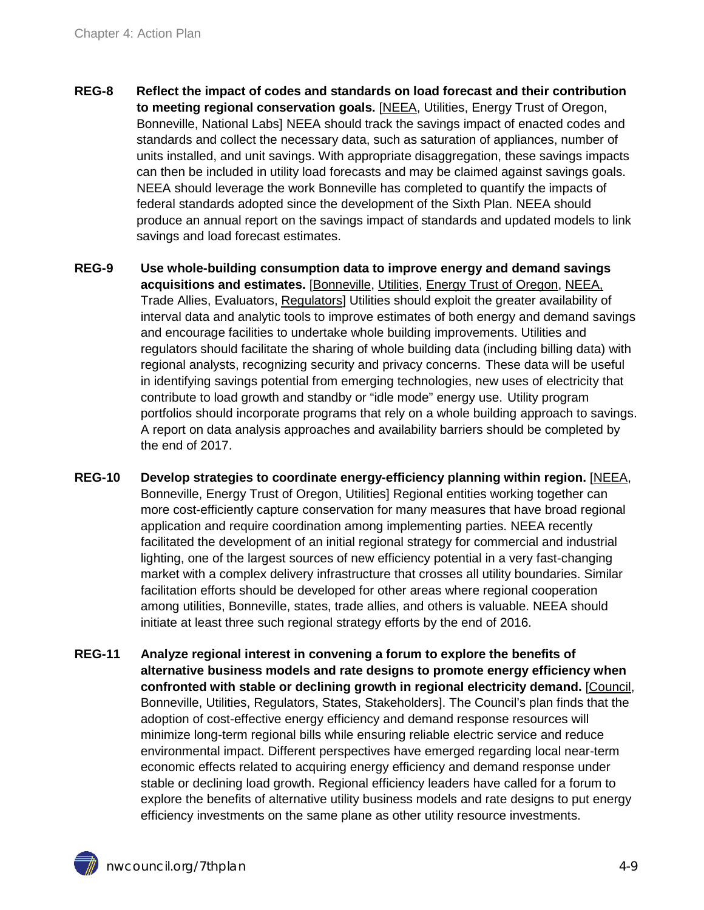**REG-8 Reflect the impact of codes and standards on load forecast and their contribution to meeting regional conservation goals.** [NEEA, Utilities, Energy Trust of Oregon, Bonneville, National Labs] NEEA should track the savings impact of enacted codes and standards and collect the necessary data, such as saturation of appliances, number of units installed, and unit savings. With appropriate disaggregation, these savings impacts can then be included in utility load forecasts and may be claimed against savings goals. NEEA should leverage the work Bonneville has completed to quantify the impacts of federal standards adopted since the development of the Sixth Plan. NEEA should produce an annual report on the savings impact of standards and updated models to link savings and load forecast estimates.

**REG-9 Use whole-building consumption data to improve energy and demand savings acquisitions and estimates.** [Bonneville, Utilities, Energy Trust of Oregon, NEEA, Trade Allies, Evaluators, Regulators] Utilities should exploit the greater availability of interval data and analytic tools to improve estimates of both energy and demand savings and encourage facilities to undertake whole building improvements. Utilities and regulators should facilitate the sharing of whole building data (including billing data) with regional analysts, recognizing security and privacy concerns. These data will be useful in identifying savings potential from emerging technologies, new uses of electricity that contribute to load growth and standby or "idle mode" energy use. Utility program portfolios should incorporate programs that rely on a whole building approach to savings. A report on data analysis approaches and availability barriers should be completed by the end of 2017.

**REG-10 Develop strategies to coordinate energy-efficiency planning within region.** [NEEA, Bonneville, Energy Trust of Oregon, Utilities] Regional entities working together can more cost-efficiently capture conservation for many measures that have broad regional application and require coordination among implementing parties. NEEA recently facilitated the development of an initial regional strategy for commercial and industrial lighting, one of the largest sources of new efficiency potential in a very fast-changing market with a complex delivery infrastructure that crosses all utility boundaries. Similar facilitation efforts should be developed for other areas where regional cooperation among utilities, Bonneville, states, trade allies, and others is valuable. NEEA should initiate at least three such regional strategy efforts by the end of 2016.

**REG-11 Analyze regional interest in convening a forum to explore the benefits of alternative business models and rate designs to promote energy efficiency when confronted with stable or declining growth in regional electricity demand.** [Council, Bonneville, Utilities, Regulators, States, Stakeholders]. The Council's plan finds that the adoption of cost-effective energy efficiency and demand response resources will minimize long-term regional bills while ensuring reliable electric service and reduce environmental impact. Different perspectives have emerged regarding local near-term economic effects related to acquiring energy efficiency and demand response under stable or declining load growth. Regional efficiency leaders have called for a forum to explore the benefits of alternative utility business models and rate designs to put energy efficiency investments on the same plane as other utility resource investments.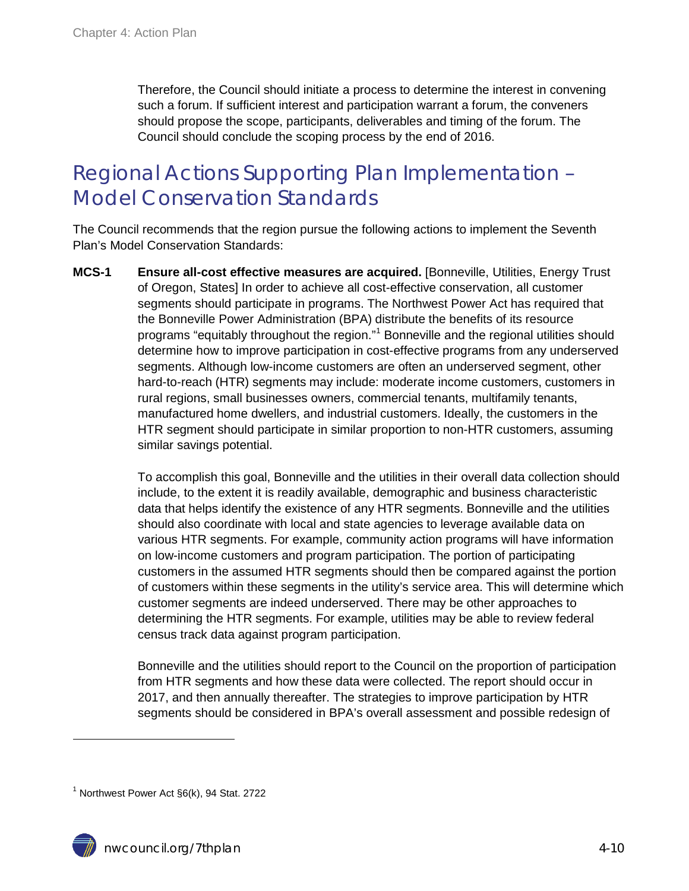Therefore, the Council should initiate a process to determine the interest in convening such a forum. If sufficient interest and participation warrant a forum, the conveners should propose the scope, participants, deliverables and timing of the forum. The Council should conclude the scoping process by the end of 2016.

## Regional Actions Supporting Plan Implementation – Model Conservation Standards

The Council recommends that the region pursue the following actions to implement the Seventh Plan's Model Conservation Standards:

**MCS-1** **Ensure all-cost effective measures are acquired.** [Bonneville, Utilities, Energy Trust of Oregon, States] In order to achieve all cost-effective conservation, all customer segments should participate in programs. The Northwest Power Act has required that the Bonneville Power Administration (BPA) distribute the benefits of its resource programs "equitably throughout the region."[1] Bonneville and the regional utilities should determine how to improve participation in cost-effective programs from any underserved segments. Although low-income customers are often an underserved segment, other hard-to-reach (HTR) segments may include: moderate income customers, customers in rural regions, small businesses owners, commercial tenants, multifamily tenants, manufactured home dwellers, and industrial customers. Ideally, the customers in the HTR segment should participate in similar proportion to non-HTR customers, assuming similar savings potential.

To accomplish this goal, Bonneville and the utilities in their overall data collection should include, to the extent it is readily available, demographic and business characteristic data that helps identify the existence of any HTR segments. Bonneville and the utilities should also coordinate with local and state agencies to leverage available data on various HTR segments. For example, community action programs will have information on low-income customers and program participation. The portion of participating customers in the assumed HTR segments should then be compared against the portion of customers within these segments in the utility's service area. This will determine which customer segments are indeed underserved. There may be other approaches to determining the HTR segments. For example, utilities may be able to review federal census track data against program participation.

Bonneville and the utilities should report to the Council on the proportion of participation from HTR segments and how these data were collected. The report should occur in 2017, and then annually thereafter. The strategies to improve participation by HTR segments should be considered in BPA's overall assessment and possible redesign of

---

[1] Northwest Power Act §6(k), 94 Stat. 2722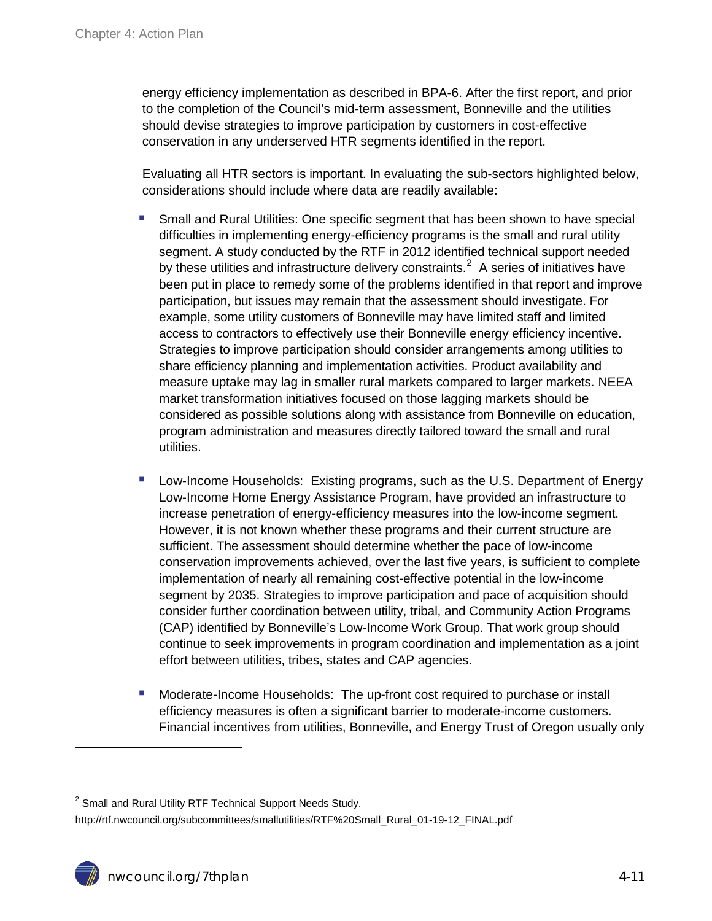energy efficiency implementation as described in BPA-6. After the first report, and prior to the completion of the Council's mid-term assessment, Bonneville and the utilities should devise strategies to improve participation by customers in cost-effective conservation in any underserved HTR segments identified in the report.

Evaluating all HTR sectors is important. In evaluating the sub-sectors highlighted below, considerations should include where data are readily available:

- Small and Rural Utilities: One specific segment that has been shown to have special difficulties in implementing energy-efficiency programs is the small and rural utility segment. A study conducted by the RTF in 2012 identified technical support needed by these utilities and infrastructure delivery constraints.[2] A series of initiatives have been put in place to remedy some of the problems identified in that report and improve participation, but issues may remain that the assessment should investigate. For example, some utility customers of Bonneville may have limited staff and limited access to contractors to effectively use their Bonneville energy efficiency incentive. Strategies to improve participation should consider arrangements among utilities to share efficiency planning and implementation activities. Product availability and measure uptake may lag in smaller rural markets compared to larger markets. NEEA market transformation initiatives focused on those lagging markets should be considered as possible solutions along with assistance from Bonneville on education, program administration and measures directly tailored toward the small and rural utilities.

- Low-Income Households: Existing programs, such as the U.S. Department of Energy Low-Income Home Energy Assistance Program, have provided an infrastructure to increase penetration of energy-efficiency measures into the low-income segment. However, it is not known whether these programs and their current structure are sufficient. The assessment should determine whether the pace of low-income conservation improvements achieved, over the last five years, is sufficient to complete implementation of nearly all remaining cost-effective potential in the low-income segment by 2035. Strategies to improve participation and pace of acquisition should consider further coordination between utility, tribal, and Community Action Programs (CAP) identified by Bonneville's Low-Income Work Group. That work group should continue to seek improvements in program coordination and implementation as a joint effort between utilities, tribes, states and CAP agencies.

- Moderate-Income Households: The up-front cost required to purchase or install efficiency measures is often a significant barrier to moderate-income customers. Financial incentives from utilities, Bonneville, and Energy Trust of Oregon usually only

---

[2] Small and Rural Utility RTF Technical Support Needs Study.
http://rtf.nwcouncil.org/subcommittees/smallutilities/RTF%20Small_Rural_01-19-12_FINAL.pdf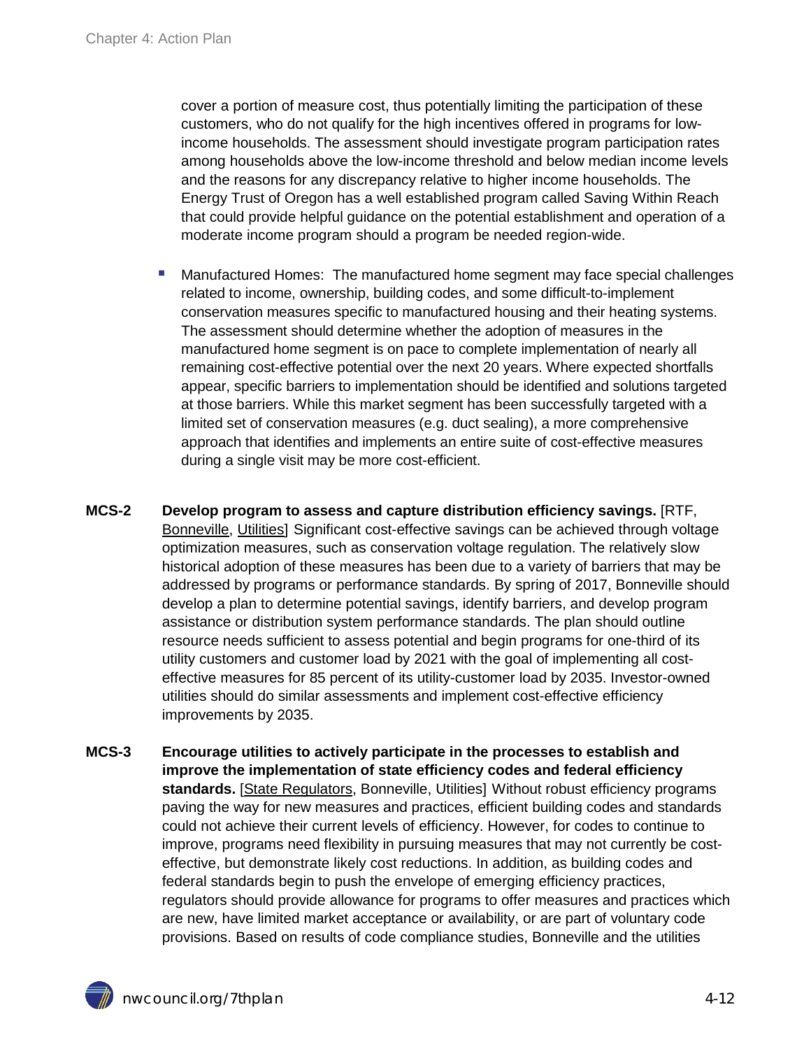cover a portion of measure cost, thus potentially limiting the participation of these customers, who do not qualify for the high incentives offered in programs for low-income households. The assessment should investigate program participation rates among households above the low-income threshold and below median income levels and the reasons for any discrepancy relative to higher income households. The Energy Trust of Oregon has a well established program called Saving Within Reach that could provide helpful guidance on the potential establishment and operation of a moderate income program should a program be needed region-wide.

- Manufactured Homes: The manufactured home segment may face special challenges related to income, ownership, building codes, and some difficult-to-implement conservation measures specific to manufactured housing and their heating systems. The assessment should determine whether the adoption of measures in the manufactured home segment is on pace to complete implementation of nearly all remaining cost-effective potential over the next 20 years. Where expected shortfalls appear, specific barriers to implementation should be identified and solutions targeted at those barriers. While this market segment has been successfully targeted with a limited set of conservation measures (e.g. duct sealing), a more comprehensive approach that identifies and implements an entire suite of cost-effective measures during a single visit may be more cost-efficient.

**MCS-2** **Develop program to assess and capture distribution efficiency savings.** [RTF, Bonneville, Utilities] Significant cost-effective savings can be achieved through voltage optimization measures, such as conservation voltage regulation. The relatively slow historical adoption of these measures has been due to a variety of barriers that may be addressed by programs or performance standards. By spring of 2017, Bonneville should develop a plan to determine potential savings, identify barriers, and develop program assistance or distribution system performance standards. The plan should outline resource needs sufficient to assess potential and begin programs for one-third of its utility customers and customer load by 2021 with the goal of implementing all cost-effective measures for 85 percent of its utility-customer load by 2035. Investor-owned utilities should do similar assessments and implement cost-effective efficiency improvements by 2035.

**MCS-3** **Encourage utilities to actively participate in the processes to establish and improve the implementation of state efficiency codes and federal efficiency standards.** [State Regulators, Bonneville, Utilities] Without robust efficiency programs paving the way for new measures and practices, efficient building codes and standards could not achieve their current levels of efficiency. However, for codes to continue to improve, programs need flexibility in pursuing measures that may not currently be cost-effective, but demonstrate likely cost reductions. In addition, as building codes and federal standards begin to push the envelope of emerging efficiency practices, regulators should provide allowance for programs to offer measures and practices which are new, have limited market acceptance or availability, or are part of voluntary code provisions. Based on results of code compliance studies, Bonneville and the utilities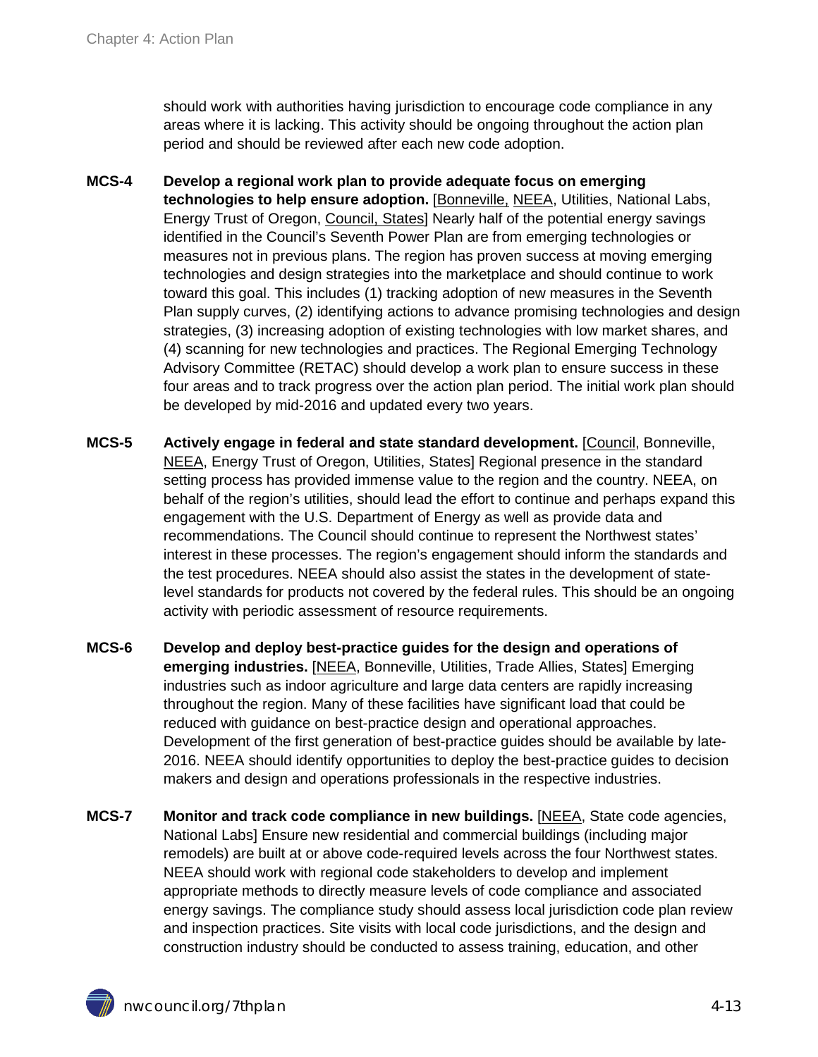should work with authorities having jurisdiction to encourage code compliance in any areas where it is lacking. This activity should be ongoing throughout the action plan period and should be reviewed after each new code adoption.

**MCS-4** **Develop a regional work plan to provide adequate focus on emerging technologies to help ensure adoption.** [Bonneville, NEEA, Utilities, National Labs, Energy Trust of Oregon, Council, States] Nearly half of the potential energy savings identified in the Council's Seventh Power Plan are from emerging technologies or measures not in previous plans. The region has proven success at moving emerging technologies and design strategies into the marketplace and should continue to work toward this goal. This includes (1) tracking adoption of new measures in the Seventh Plan supply curves, (2) identifying actions to advance promising technologies and design strategies, (3) increasing adoption of existing technologies with low market shares, and (4) scanning for new technologies and practices. The Regional Emerging Technology Advisory Committee (RETAC) should develop a work plan to ensure success in these four areas and to track progress over the action plan period. The initial work plan should be developed by mid-2016 and updated every two years.

**MCS-5** **Actively engage in federal and state standard development.** [Council, Bonneville, NEEA, Energy Trust of Oregon, Utilities, States] Regional presence in the standard setting process has provided immense value to the region and the country. NEEA, on behalf of the region's utilities, should lead the effort to continue and perhaps expand this engagement with the U.S. Department of Energy as well as provide data and recommendations. The Council should continue to represent the Northwest states' interest in these processes. The region's engagement should inform the standards and the test procedures. NEEA should also assist the states in the development of state-level standards for products not covered by the federal rules. This should be an ongoing activity with periodic assessment of resource requirements.

**MCS-6** **Develop and deploy best-practice guides for the design and operations of emerging industries.** [NEEA, Bonneville, Utilities, Trade Allies, States] Emerging industries such as indoor agriculture and large data centers are rapidly increasing throughout the region. Many of these facilities have significant load that could be reduced with guidance on best-practice design and operational approaches. Development of the first generation of best-practice guides should be available by late-2016. NEEA should identify opportunities to deploy the best-practice guides to decision makers and design and operations professionals in the respective industries.

**MCS-7** **Monitor and track code compliance in new buildings.** [NEEA, State code agencies, National Labs] Ensure new residential and commercial buildings (including major remodels) are built at or above code-required levels across the four Northwest states. NEEA should work with regional code stakeholders to develop and implement appropriate methods to directly measure levels of code compliance and associated energy savings. The compliance study should assess local jurisdiction code plan review and inspection practices. Site visits with local code jurisdictions, and the design and construction industry should be conducted to assess training, education, and other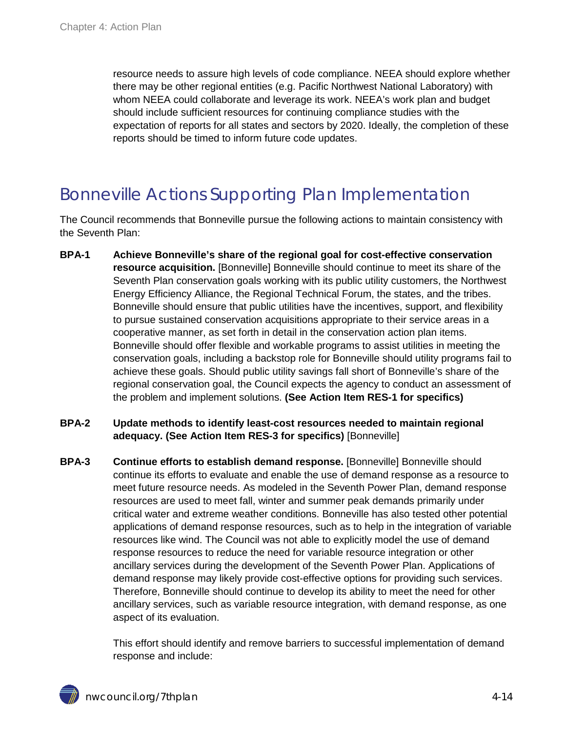resource needs to assure high levels of code compliance. NEEA should explore whether there may be other regional entities (e.g. Pacific Northwest National Laboratory) with whom NEEA could collaborate and leverage its work. NEEA's work plan and budget should include sufficient resources for continuing compliance studies with the expectation of reports for all states and sectors by 2020. Ideally, the completion of these reports should be timed to inform future code updates.

## Bonneville Actions Supporting Plan Implementation

The Council recommends that Bonneville pursue the following actions to maintain consistency with the Seventh Plan:

**BPA-1 Achieve Bonneville's share of the regional goal for cost-effective conservation resource acquisition.** [Bonneville] Bonneville should continue to meet its share of the Seventh Plan conservation goals working with its public utility customers, the Northwest Energy Efficiency Alliance, the Regional Technical Forum, the states, and the tribes. Bonneville should ensure that public utilities have the incentives, support, and flexibility to pursue sustained conservation acquisitions appropriate to their service areas in a cooperative manner, as set forth in detail in the conservation action plan items. Bonneville should offer flexible and workable programs to assist utilities in meeting the conservation goals, including a backstop role for Bonneville should utility programs fail to achieve these goals. Should public utility savings fall short of Bonneville's share of the regional conservation goal, the Council expects the agency to conduct an assessment of the problem and implement solutions. **(See Action Item RES-1 for specifics)**

**BPA-2 Update methods to identify least-cost resources needed to maintain regional adequacy. (See Action Item RES-3 for specifics)** [Bonneville]

**BPA-3 Continue efforts to establish demand response.** [Bonneville] Bonneville should continue its efforts to evaluate and enable the use of demand response as a resource to meet future resource needs. As modeled in the Seventh Power Plan, demand response resources are used to meet fall, winter and summer peak demands primarily under critical water and extreme weather conditions. Bonneville has also tested other potential applications of demand response resources, such as to help in the integration of variable resources like wind. The Council was not able to explicitly model the use of demand response resources to reduce the need for variable resource integration or other ancillary services during the development of the Seventh Power Plan. Applications of demand response may likely provide cost-effective options for providing such services. Therefore, Bonneville should continue to develop its ability to meet the need for other ancillary services, such as variable resource integration, with demand response, as one aspect of its evaluation.

This effort should identify and remove barriers to successful implementation of demand response and include: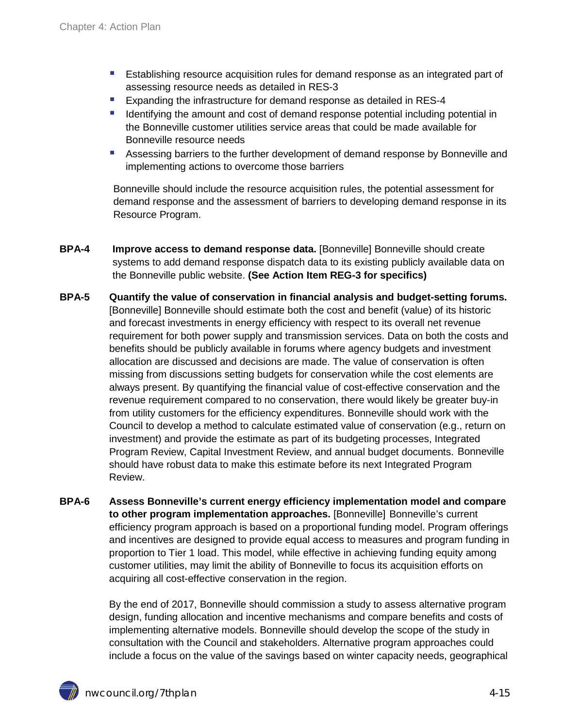- Establishing resource acquisition rules for demand response as an integrated part of assessing resource needs as detailed in RES-3
- Expanding the infrastructure for demand response as detailed in RES-4
- Identifying the amount and cost of demand response potential including potential in the Bonneville customer utilities service areas that could be made available for Bonneville resource needs
- Assessing barriers to the further development of demand response by Bonneville and implementing actions to overcome those barriers

Bonneville should include the resource acquisition rules, the potential assessment for demand response and the assessment of barriers to developing demand response in its Resource Program.

**BPA-4** **Improve access to demand response data.** [Bonneville] Bonneville should create systems to add demand response dispatch data to its existing publicly available data on the Bonneville public website. **(See Action Item REG-3 for specifics)**

**BPA-5** **Quantify the value of conservation in financial analysis and budget-setting forums.** [Bonneville] Bonneville should estimate both the cost and benefit (value) of its historic and forecast investments in energy efficiency with respect to its overall net revenue requirement for both power supply and transmission services. Data on both the costs and benefits should be publicly available in forums where agency budgets and investment allocation are discussed and decisions are made. The value of conservation is often missing from discussions setting budgets for conservation while the cost elements are always present. By quantifying the financial value of cost-effective conservation and the revenue requirement compared to no conservation, there would likely be greater buy-in from utility customers for the efficiency expenditures. Bonneville should work with the Council to develop a method to calculate estimated value of conservation (e.g., return on investment) and provide the estimate as part of its budgeting processes, Integrated Program Review, Capital Investment Review, and annual budget documents. Bonneville should have robust data to make this estimate before its next Integrated Program Review.

**BPA-6** **Assess Bonneville's current energy efficiency implementation model and compare to other program implementation approaches.** [Bonneville] Bonneville's current efficiency program approach is based on a proportional funding model. Program offerings and incentives are designed to provide equal access to measures and program funding in proportion to Tier 1 load. This model, while effective in achieving funding equity among customer utilities, may limit the ability of Bonneville to focus its acquisition efforts on acquiring all cost-effective conservation in the region.

By the end of 2017, Bonneville should commission a study to assess alternative program design, funding allocation and incentive mechanisms and compare benefits and costs of implementing alternative models. Bonneville should develop the scope of the study in consultation with the Council and stakeholders. Alternative program approaches could include a focus on the value of the savings based on winter capacity needs, geographical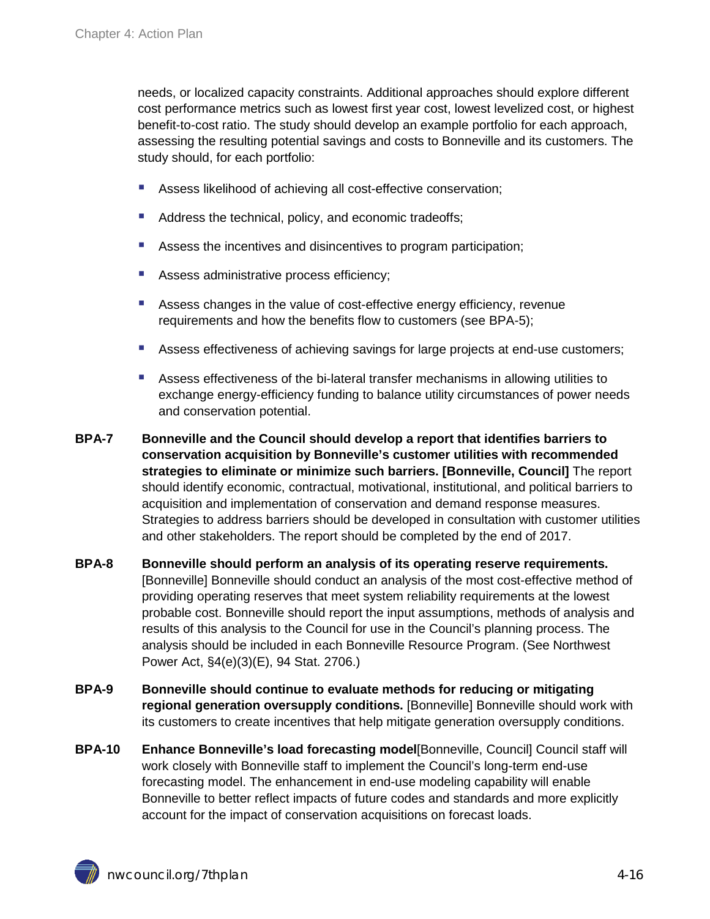needs, or localized capacity constraints. Additional approaches should explore different cost performance metrics such as lowest first year cost, lowest levelized cost, or highest benefit-to-cost ratio. The study should develop an example portfolio for each approach, assessing the resulting potential savings and costs to Bonneville and its customers. The study should, for each portfolio:

- Assess likelihood of achieving all cost-effective conservation;
- Address the technical, policy, and economic tradeoffs;
- Assess the incentives and disincentives to program participation;
- Assess administrative process efficiency;
- Assess changes in the value of cost-effective energy efficiency, revenue requirements and how the benefits flow to customers (see BPA-5);
- Assess effectiveness of achieving savings for large projects at end-use customers;
- Assess effectiveness of the bi-lateral transfer mechanisms in allowing utilities to exchange energy-efficiency funding to balance utility circumstances of power needs and conservation potential.

**BPA-7** **Bonneville and the Council should develop a report that identifies barriers to conservation acquisition by Bonneville's customer utilities with recommended strategies to eliminate or minimize such barriers. [Bonneville, Council]** The report should identify economic, contractual, motivational, institutional, and political barriers to acquisition and implementation of conservation and demand response measures. Strategies to address barriers should be developed in consultation with customer utilities and other stakeholders. The report should be completed by the end of 2017.

**BPA-8** **Bonneville should perform an analysis of its operating reserve requirements.** [Bonneville] Bonneville should conduct an analysis of the most cost-effective method of providing operating reserves that meet system reliability requirements at the lowest probable cost. Bonneville should report the input assumptions, methods of analysis and results of this analysis to the Council for use in the Council's planning process. The analysis should be included in each Bonneville Resource Program. (See Northwest Power Act, §4(e)(3)(E), 94 Stat. 2706.)

**BPA-9** **Bonneville should continue to evaluate methods for reducing or mitigating regional generation oversupply conditions.** [Bonneville] Bonneville should work with its customers to create incentives that help mitigate generation oversupply conditions.

**BPA-10** **Enhance Bonneville's load forecasting model**[Bonneville, Council] Council staff will work closely with Bonneville staff to implement the Council's long-term end-use forecasting model. The enhancement in end-use modeling capability will enable Bonneville to better reflect impacts of future codes and standards and more explicitly account for the impact of conservation acquisitions on forecast loads.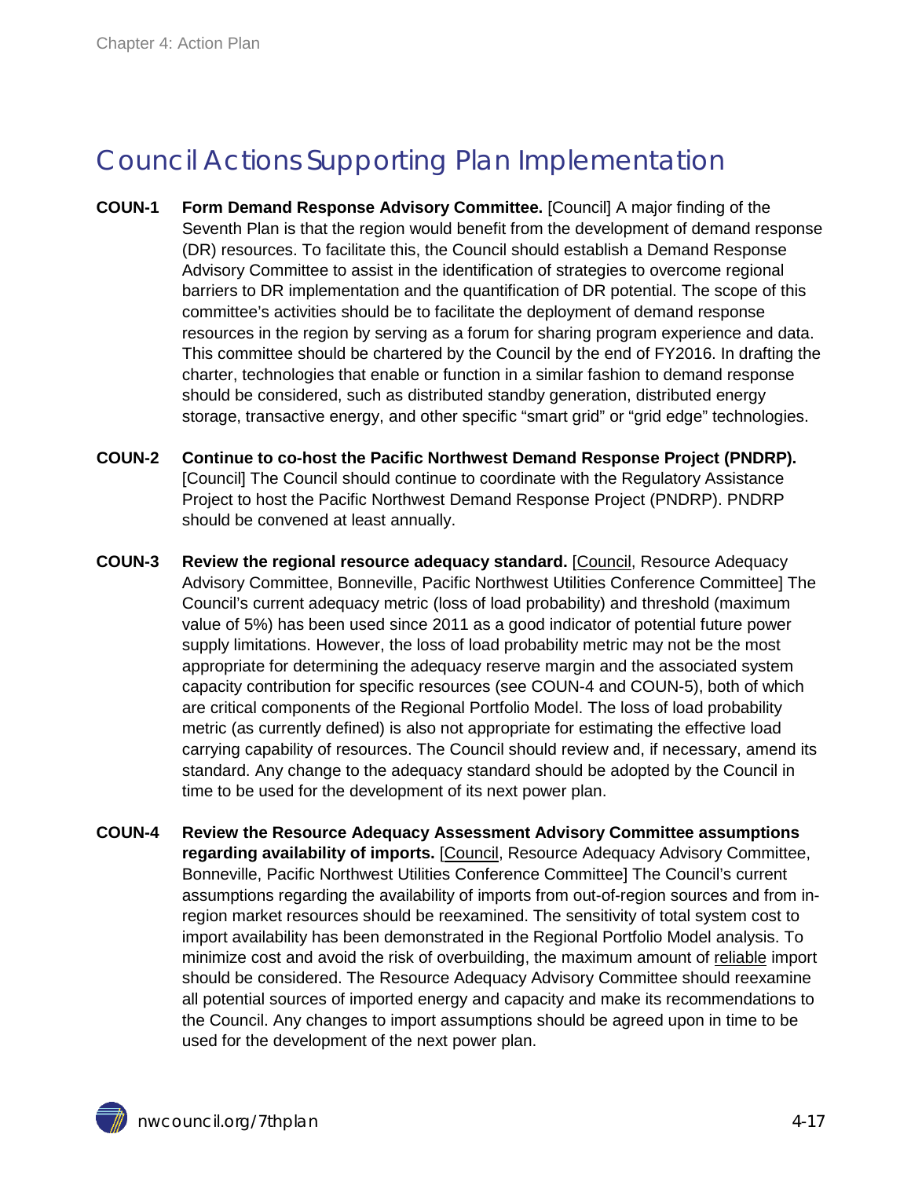## Council Actions Supporting Plan Implementation

**COUN-1 Form Demand Response Advisory Committee.** [Council] A major finding of the Seventh Plan is that the region would benefit from the development of demand response (DR) resources. To facilitate this, the Council should establish a Demand Response Advisory Committee to assist in the identification of strategies to overcome regional barriers to DR implementation and the quantification of DR potential. The scope of this committee's activities should be to facilitate the deployment of demand response resources in the region by serving as a forum for sharing program experience and data. This committee should be chartered by the Council by the end of FY2016. In drafting the charter, technologies that enable or function in a similar fashion to demand response should be considered, such as distributed standby generation, distributed energy storage, transactive energy, and other specific "smart grid" or "grid edge" technologies.

**COUN-2 Continue to co-host the Pacific Northwest Demand Response Project (PNDRP).** [Council] The Council should continue to coordinate with the Regulatory Assistance Project to host the Pacific Northwest Demand Response Project (PNDRP). PNDRP should be convened at least annually.

**COUN-3 Review the regional resource adequacy standard.** [Council, Resource Adequacy Advisory Committee, Bonneville, Pacific Northwest Utilities Conference Committee] The Council's current adequacy metric (loss of load probability) and threshold (maximum value of 5%) has been used since 2011 as a good indicator of potential future power supply limitations. However, the loss of load probability metric may not be the most appropriate for determining the adequacy reserve margin and the associated system capacity contribution for specific resources (see COUN-4 and COUN-5), both of which are critical components of the Regional Portfolio Model. The loss of load probability metric (as currently defined) is also not appropriate for estimating the effective load carrying capability of resources. The Council should review and, if necessary, amend its standard. Any change to the adequacy standard should be adopted by the Council in time to be used for the development of its next power plan.

**COUN-4 Review the Resource Adequacy Assessment Advisory Committee assumptions regarding availability of imports.** [Council, Resource Adequacy Advisory Committee, Bonneville, Pacific Northwest Utilities Conference Committee] The Council's current assumptions regarding the availability of imports from out-of-region sources and from in-region market resources should be reexamined. The sensitivity of total system cost to import availability has been demonstrated in the Regional Portfolio Model analysis. To minimize cost and avoid the risk of overbuilding, the maximum amount of reliable import should be considered. The Resource Adequacy Advisory Committee should reexamine all potential sources of imported energy and capacity and make its recommendations to the Council. Any changes to import assumptions should be agreed upon in time to be used for the development of the next power plan.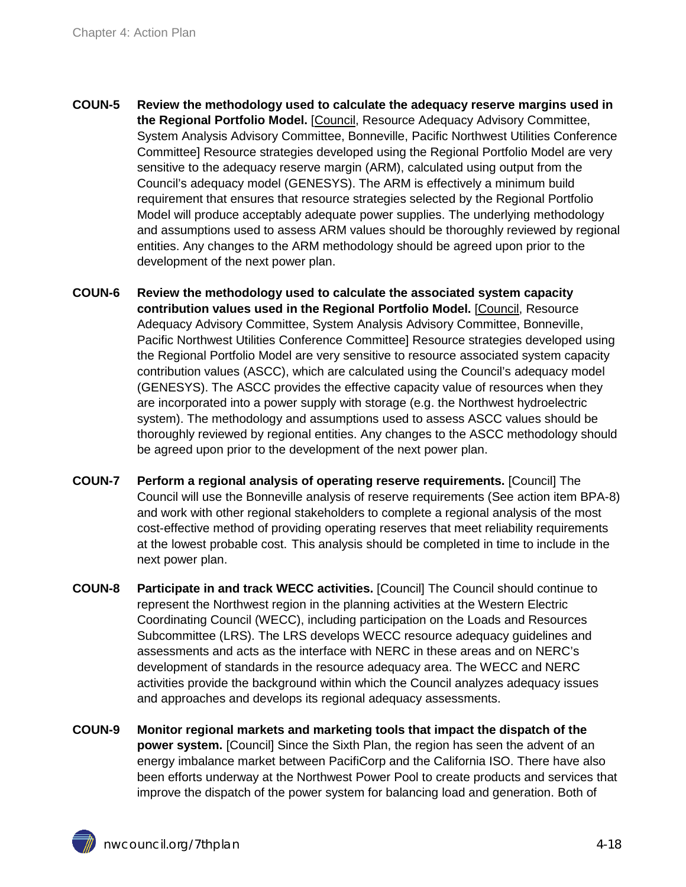**COUN-5** **Review the methodology used to calculate the adequacy reserve margins used in the Regional Portfolio Model.** [Council, Resource Adequacy Advisory Committee, System Analysis Advisory Committee, Bonneville, Pacific Northwest Utilities Conference Committee] Resource strategies developed using the Regional Portfolio Model are very sensitive to the adequacy reserve margin (ARM), calculated using output from the Council's adequacy model (GENESYS). The ARM is effectively a minimum build requirement that ensures that resource strategies selected by the Regional Portfolio Model will produce acceptably adequate power supplies. The underlying methodology and assumptions used to assess ARM values should be thoroughly reviewed by regional entities. Any changes to the ARM methodology should be agreed upon prior to the development of the next power plan.

**COUN-6** **Review the methodology used to calculate the associated system capacity contribution values used in the Regional Portfolio Model.** [Council, Resource Adequacy Advisory Committee, System Analysis Advisory Committee, Bonneville, Pacific Northwest Utilities Conference Committee] Resource strategies developed using the Regional Portfolio Model are very sensitive to resource associated system capacity contribution values (ASCC), which are calculated using the Council's adequacy model (GENESYS). The ASCC provides the effective capacity value of resources when they are incorporated into a power supply with storage (e.g. the Northwest hydroelectric system). The methodology and assumptions used to assess ASCC values should be thoroughly reviewed by regional entities. Any changes to the ASCC methodology should be agreed upon prior to the development of the next power plan.

**COUN-7** **Perform a regional analysis of operating reserve requirements.** [Council] The Council will use the Bonneville analysis of reserve requirements (See action item BPA-8) and work with other regional stakeholders to complete a regional analysis of the most cost-effective method of providing operating reserves that meet reliability requirements at the lowest probable cost. This analysis should be completed in time to include in the next power plan.

**COUN-8** **Participate in and track WECC activities.** [Council] The Council should continue to represent the Northwest region in the planning activities at the Western Electric Coordinating Council (WECC), including participation on the Loads and Resources Subcommittee (LRS). The LRS develops WECC resource adequacy guidelines and assessments and acts as the interface with NERC in these areas and on NERC's development of standards in the resource adequacy area. The WECC and NERC activities provide the background within which the Council analyzes adequacy issues and approaches and develops its regional adequacy assessments.

**COUN-9** **Monitor regional markets and marketing tools that impact the dispatch of the power system.** [Council] Since the Sixth Plan, the region has seen the advent of an energy imbalance market between PacifiCorp and the California ISO. There have also been efforts underway at the Northwest Power Pool to create products and services that improve the dispatch of the power system for balancing load and generation. Both of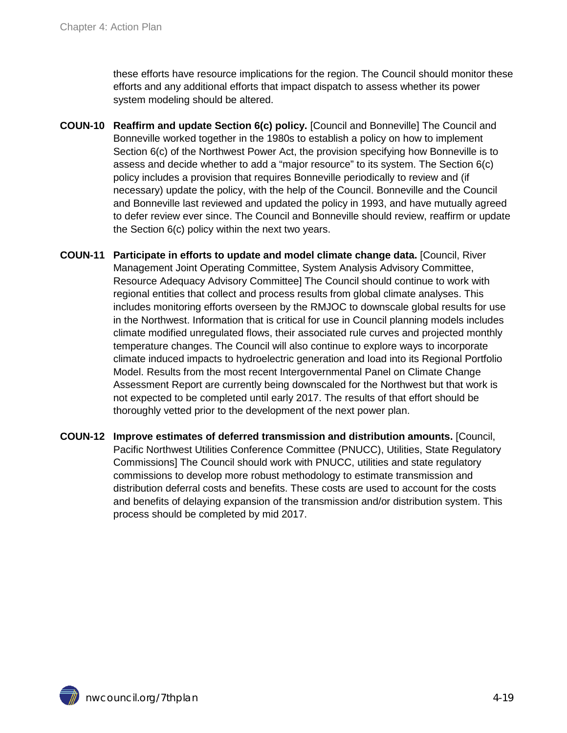these efforts have resource implications for the region. The Council should monitor these efforts and any additional efforts that impact dispatch to assess whether its power system modeling should be altered.

**COUN-10 Reaffirm and update Section 6(c) policy.** [Council and Bonneville] The Council and Bonneville worked together in the 1980s to establish a policy on how to implement Section 6(c) of the Northwest Power Act, the provision specifying how Bonneville is to assess and decide whether to add a "major resource" to its system. The Section 6(c) policy includes a provision that requires Bonneville periodically to review and (if necessary) update the policy, with the help of the Council. Bonneville and the Council and Bonneville last reviewed and updated the policy in 1993, and have mutually agreed to defer review ever since. The Council and Bonneville should review, reaffirm or update the Section 6(c) policy within the next two years.

**COUN-11 Participate in efforts to update and model climate change data.** [Council, River Management Joint Operating Committee, System Analysis Advisory Committee, Resource Adequacy Advisory Committee] The Council should continue to work with regional entities that collect and process results from global climate analyses. This includes monitoring efforts overseen by the RMJOC to downscale global results for use in the Northwest. Information that is critical for use in Council planning models includes climate modified unregulated flows, their associated rule curves and projected monthly temperature changes. The Council will also continue to explore ways to incorporate climate induced impacts to hydroelectric generation and load into its Regional Portfolio Model. Results from the most recent Intergovernmental Panel on Climate Change Assessment Report are currently being downscaled for the Northwest but that work is not expected to be completed until early 2017. The results of that effort should be thoroughly vetted prior to the development of the next power plan.

**COUN-12 Improve estimates of deferred transmission and distribution amounts.** [Council, Pacific Northwest Utilities Conference Committee (PNUCC), Utilities, State Regulatory Commissions] The Council should work with PNUCC, utilities and state regulatory commissions to develop more robust methodology to estimate transmission and distribution deferral costs and benefits. These costs are used to account for the costs and benefits of delaying expansion of the transmission and/or distribution system. This process should be completed by mid 2017.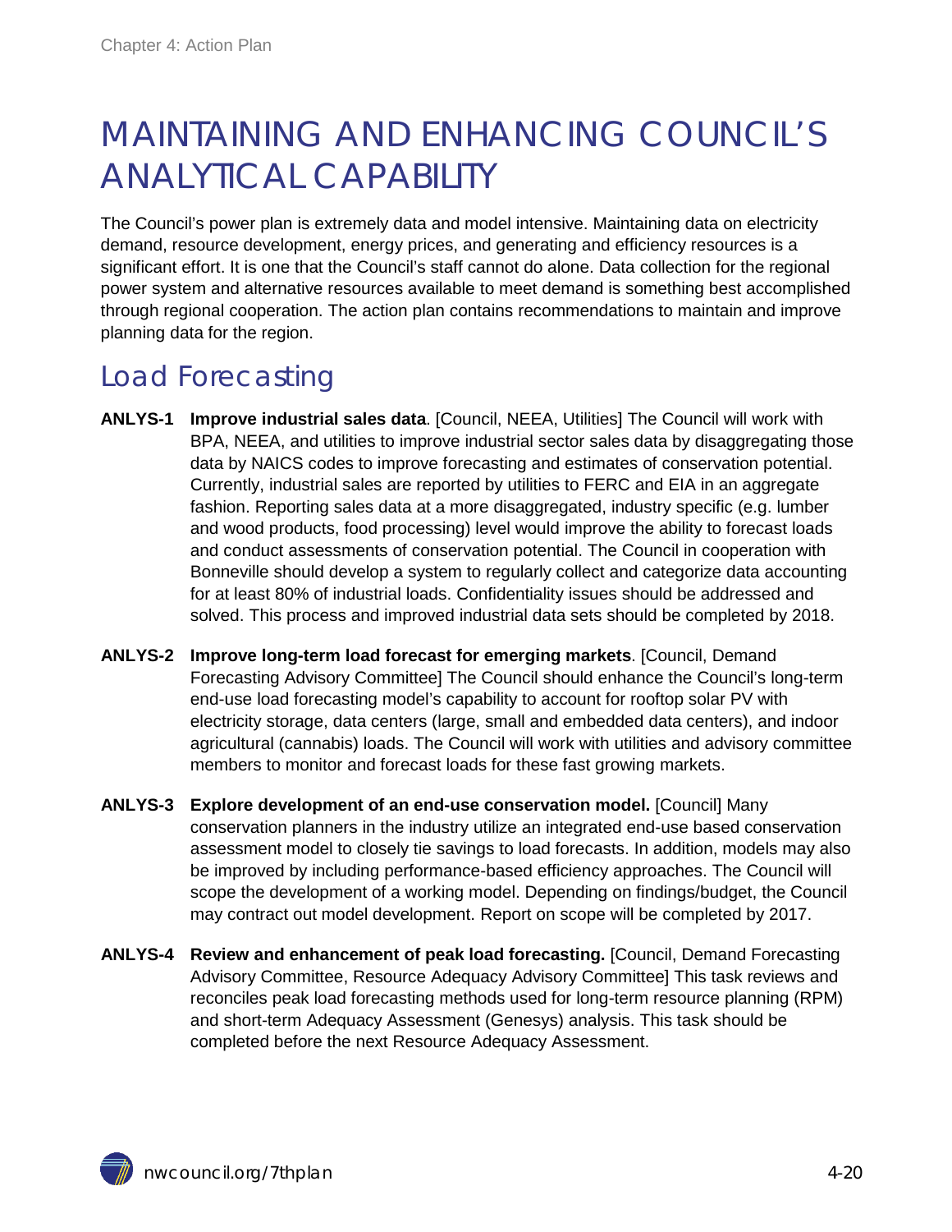# MAINTAINING AND ENHANCING COUNCIL'S ANALYTICAL CAPABILITY

The Council's power plan is extremely data and model intensive. Maintaining data on electricity demand, resource development, energy prices, and generating and efficiency resources is a significant effort. It is one that the Council's staff cannot do alone. Data collection for the regional power system and alternative resources available to meet demand is something best accomplished through regional cooperation. The action plan contains recommendations to maintain and improve planning data for the region.

## Load Forecasting

**ANLYS-1** **Improve industrial sales data**. [Council, NEEA, Utilities] The Council will work with BPA, NEEA, and utilities to improve industrial sector sales data by disaggregating those data by NAICS codes to improve forecasting and estimates of conservation potential. Currently, industrial sales are reported by utilities to FERC and EIA in an aggregate fashion. Reporting sales data at a more disaggregated, industry specific (e.g. lumber and wood products, food processing) level would improve the ability to forecast loads and conduct assessments of conservation potential. The Council in cooperation with Bonneville should develop a system to regularly collect and categorize data accounting for at least 80% of industrial loads. Confidentiality issues should be addressed and solved. This process and improved industrial data sets should be completed by 2018.

**ANLYS-2** **Improve long-term load forecast for emerging markets**. [Council, Demand Forecasting Advisory Committee] The Council should enhance the Council's long-term end-use load forecasting model's capability to account for rooftop solar PV with electricity storage, data centers (large, small and embedded data centers), and indoor agricultural (cannabis) loads. The Council will work with utilities and advisory committee members to monitor and forecast loads for these fast growing markets.

**ANLYS-3** **Explore development of an end-use conservation model.** [Council] Many conservation planners in the industry utilize an integrated end-use based conservation assessment model to closely tie savings to load forecasts. In addition, models may also be improved by including performance-based efficiency approaches. The Council will scope the development of a working model. Depending on findings/budget, the Council may contract out model development. Report on scope will be completed by 2017.

**ANLYS-4** **Review and enhancement of peak load forecasting.** [Council, Demand Forecasting Advisory Committee, Resource Adequacy Advisory Committee] This task reviews and reconciles peak load forecasting methods used for long-term resource planning (RPM) and short-term Adequacy Assessment (Genesys) analysis. This task should be completed before the next Resource Adequacy Assessment.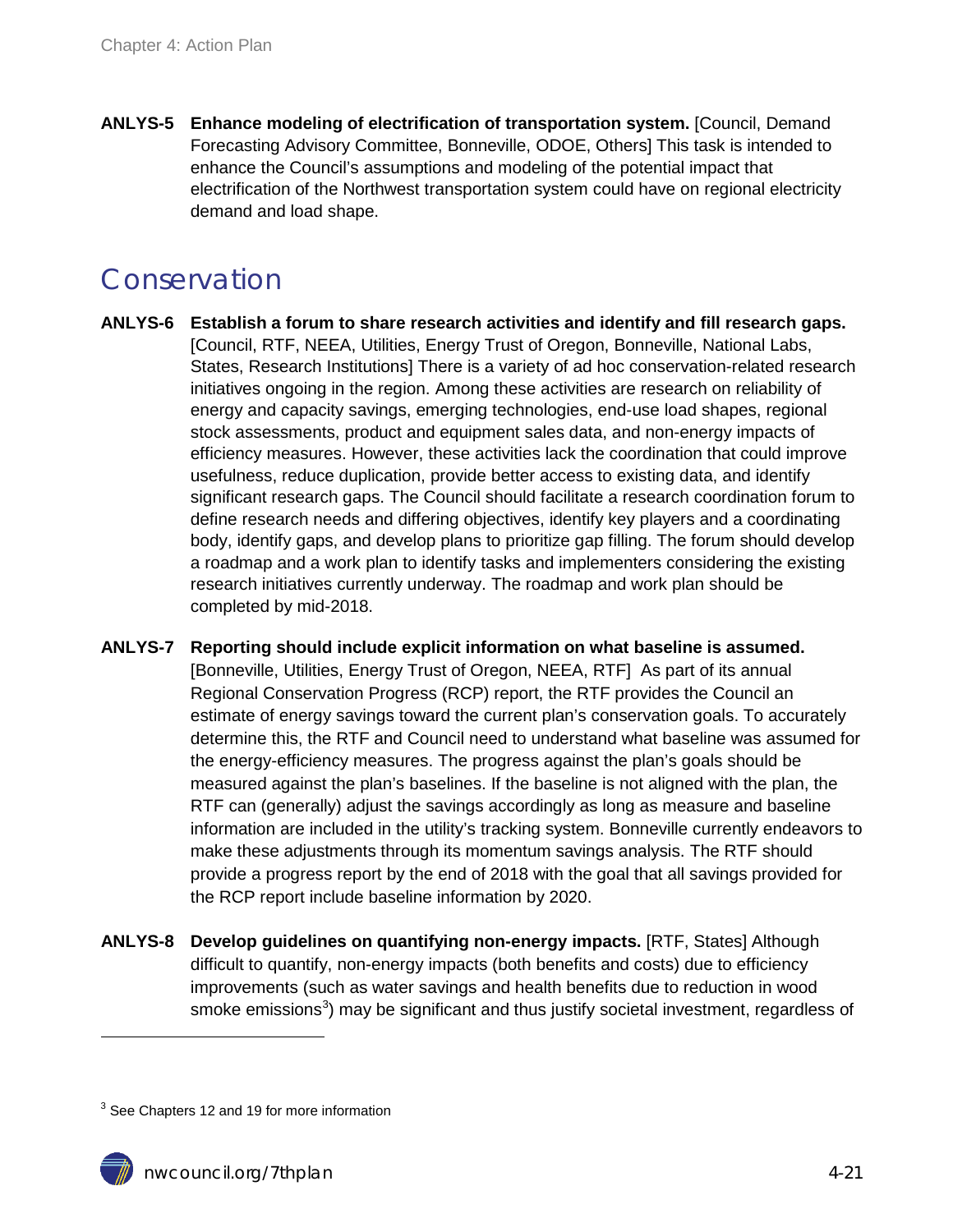**ANLYS-5 Enhance modeling of electrification of transportation system.** [Council, Demand Forecasting Advisory Committee, Bonneville, ODOE, Others] This task is intended to enhance the Council's assumptions and modeling of the potential impact that electrification of the Northwest transportation system could have on regional electricity demand and load shape.

## Conservation

**ANLYS-6 Establish a forum to share research activities and identify and fill research gaps.** [Council, RTF, NEEA, Utilities, Energy Trust of Oregon, Bonneville, National Labs, States, Research Institutions] There is a variety of ad hoc conservation-related research initiatives ongoing in the region. Among these activities are research on reliability of energy and capacity savings, emerging technologies, end-use load shapes, regional stock assessments, product and equipment sales data, and non-energy impacts of efficiency measures. However, these activities lack the coordination that could improve usefulness, reduce duplication, provide better access to existing data, and identify significant research gaps. The Council should facilitate a research coordination forum to define research needs and differing objectives, identify key players and a coordinating body, identify gaps, and develop plans to prioritize gap filling. The forum should develop a roadmap and a work plan to identify tasks and implementers considering the existing research initiatives currently underway. The roadmap and work plan should be completed by mid-2018.

**ANLYS-7 Reporting should include explicit information on what baseline is assumed.** [Bonneville, Utilities, Energy Trust of Oregon, NEEA, RTF] As part of its annual Regional Conservation Progress (RCP) report, the RTF provides the Council an estimate of energy savings toward the current plan's conservation goals. To accurately determine this, the RTF and Council need to understand what baseline was assumed for the energy-efficiency measures. The progress against the plan's goals should be measured against the plan's baselines. If the baseline is not aligned with the plan, the RTF can (generally) adjust the savings accordingly as long as measure and baseline information are included in the utility's tracking system. Bonneville currently endeavors to make these adjustments through its momentum savings analysis. The RTF should provide a progress report by the end of 2018 with the goal that all savings provided for the RCP report include baseline information by 2020.

**ANLYS-8 Develop guidelines on quantifying non-energy impacts.** [RTF, States] Although difficult to quantify, non-energy impacts (both benefits and costs) due to efficiency improvements (such as water savings and health benefits due to reduction in wood smoke emissions[3]) may be significant and thus justify societal investment, regardless of

[3] See Chapters 12 and 19 for more information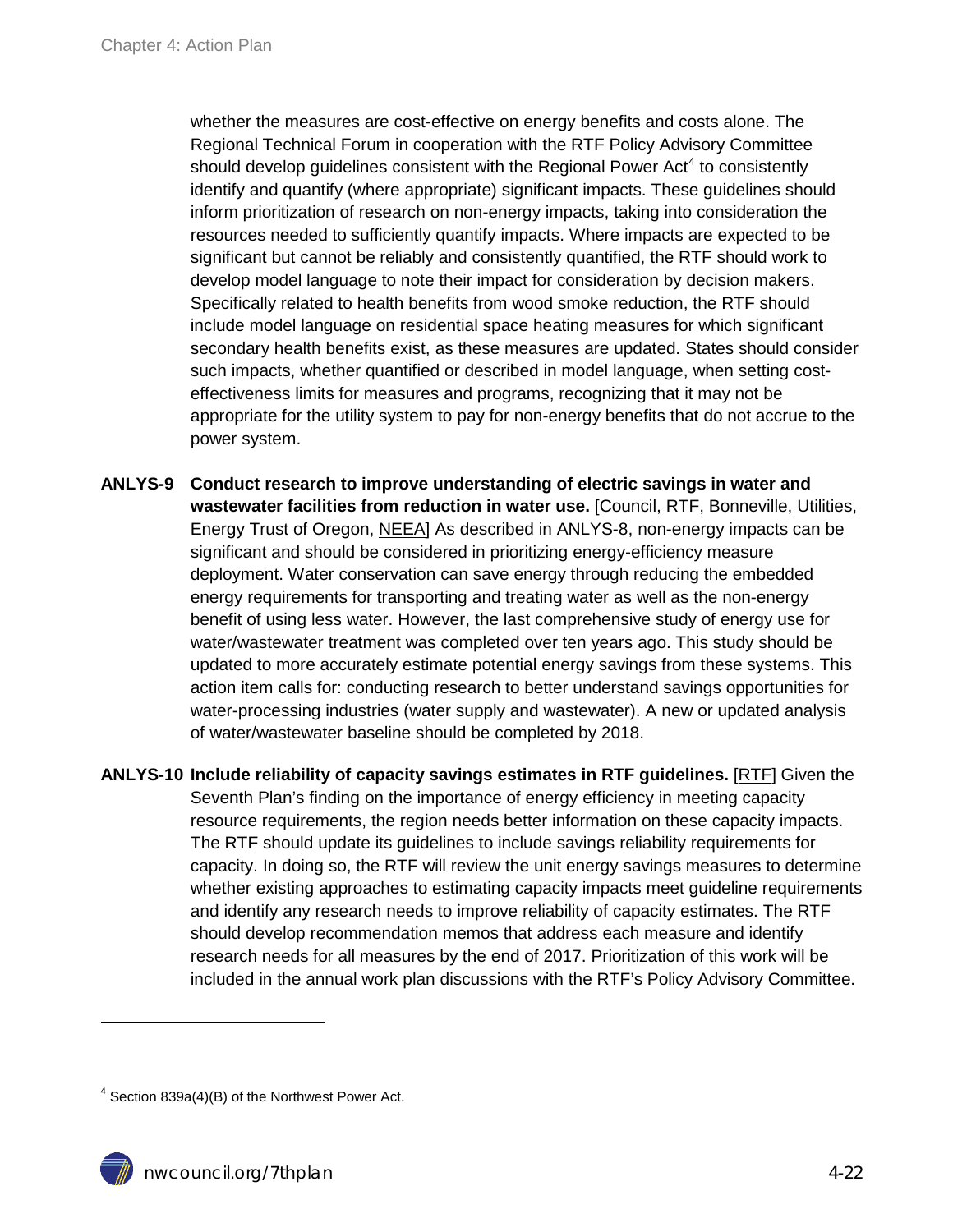whether the measures are cost-effective on energy benefits and costs alone. The Regional Technical Forum in cooperation with the RTF Policy Advisory Committee should develop guidelines consistent with the Regional Power Act[4] to consistently identify and quantify (where appropriate) significant impacts. These guidelines should inform prioritization of research on non-energy impacts, taking into consideration the resources needed to sufficiently quantify impacts. Where impacts are expected to be significant but cannot be reliably and consistently quantified, the RTF should work to develop model language to note their impact for consideration by decision makers. Specifically related to health benefits from wood smoke reduction, the RTF should include model language on residential space heating measures for which significant secondary health benefits exist, as these measures are updated. States should consider such impacts, whether quantified or described in model language, when setting cost-effectiveness limits for measures and programs, recognizing that it may not be appropriate for the utility system to pay for non-energy benefits that do not accrue to the power system.

**ANLYS-9 Conduct research to improve understanding of electric savings in water and wastewater facilities from reduction in water use.** [Council, RTF, Bonneville, Utilities, Energy Trust of Oregon, NEEA] As described in ANLYS-8, non-energy impacts can be significant and should be considered in prioritizing energy-efficiency measure deployment. Water conservation can save energy through reducing the embedded energy requirements for transporting and treating water as well as the non-energy benefit of using less water. However, the last comprehensive study of energy use for water/wastewater treatment was completed over ten years ago. This study should be updated to more accurately estimate potential energy savings from these systems. This action item calls for: conducting research to better understand savings opportunities for water-processing industries (water supply and wastewater). A new or updated analysis of water/wastewater baseline should be completed by 2018.

**ANLYS-10 Include reliability of capacity savings estimates in RTF guidelines.** [RTF] Given the Seventh Plan's finding on the importance of energy efficiency in meeting capacity resource requirements, the region needs better information on these capacity impacts. The RTF should update its guidelines to include savings reliability requirements for capacity. In doing so, the RTF will review the unit energy savings measures to determine whether existing approaches to estimating capacity impacts meet guideline requirements and identify any research needs to improve reliability of capacity estimates. The RTF should develop recommendation memos that address each measure and identify research needs for all measures by the end of 2017. Prioritization of this work will be included in the annual work plan discussions with the RTF's Policy Advisory Committee.

---

[4] Section 839a(4)(B) of the Northwest Power Act.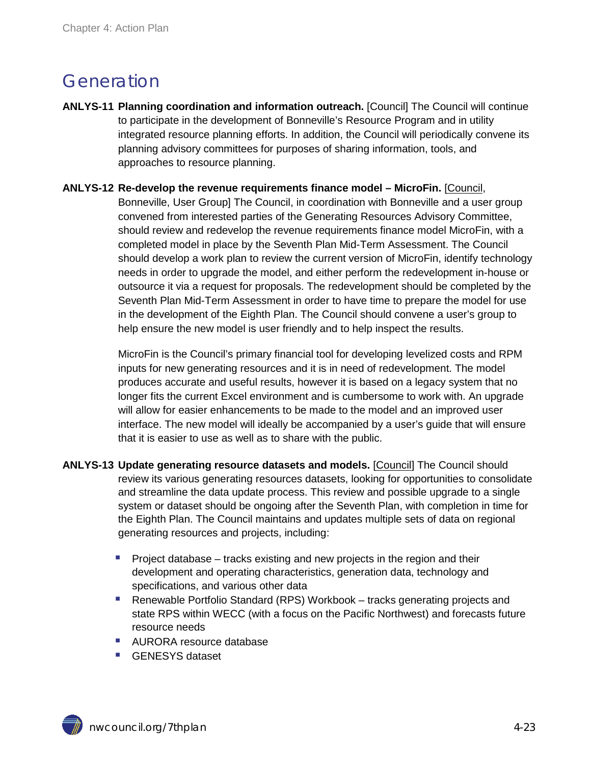# Generation

**ANLYS-11 Planning coordination and information outreach.** [Council] The Council will continue to participate in the development of Bonneville's Resource Program and in utility integrated resource planning efforts. In addition, the Council will periodically convene its planning advisory committees for purposes of sharing information, tools, and approaches to resource planning.

**ANLYS-12 Re-develop the revenue requirements finance model – MicroFin.** [Council, Bonneville, User Group] The Council, in coordination with Bonneville and a user group convened from interested parties of the Generating Resources Advisory Committee, should review and redevelop the revenue requirements finance model MicroFin, with a completed model in place by the Seventh Plan Mid-Term Assessment. The Council should develop a work plan to review the current version of MicroFin, identify technology needs in order to upgrade the model, and either perform the redevelopment in-house or outsource it via a request for proposals. The redevelopment should be completed by the Seventh Plan Mid-Term Assessment in order to have time to prepare the model for use in the development of the Eighth Plan. The Council should convene a user's group to help ensure the new model is user friendly and to help inspect the results.

MicroFin is the Council's primary financial tool for developing levelized costs and RPM inputs for new generating resources and it is in need of redevelopment. The model produces accurate and useful results, however it is based on a legacy system that no longer fits the current Excel environment and is cumbersome to work with. An upgrade will allow for easier enhancements to be made to the model and an improved user interface. The new model will ideally be accompanied by a user's guide that will ensure that it is easier to use as well as to share with the public.

**ANLYS-13 Update generating resource datasets and models.** [Council] The Council should review its various generating resources datasets, looking for opportunities to consolidate and streamline the data update process. This review and possible upgrade to a single system or dataset should be ongoing after the Seventh Plan, with completion in time for the Eighth Plan. The Council maintains and updates multiple sets of data on regional generating resources and projects, including:

- Project database – tracks existing and new projects in the region and their development and operating characteristics, generation data, technology and specifications, and various other data
- Renewable Portfolio Standard (RPS) Workbook – tracks generating projects and state RPS within WECC (with a focus on the Pacific Northwest) and forecasts future resource needs
- AURORA resource database
- GENESYS dataset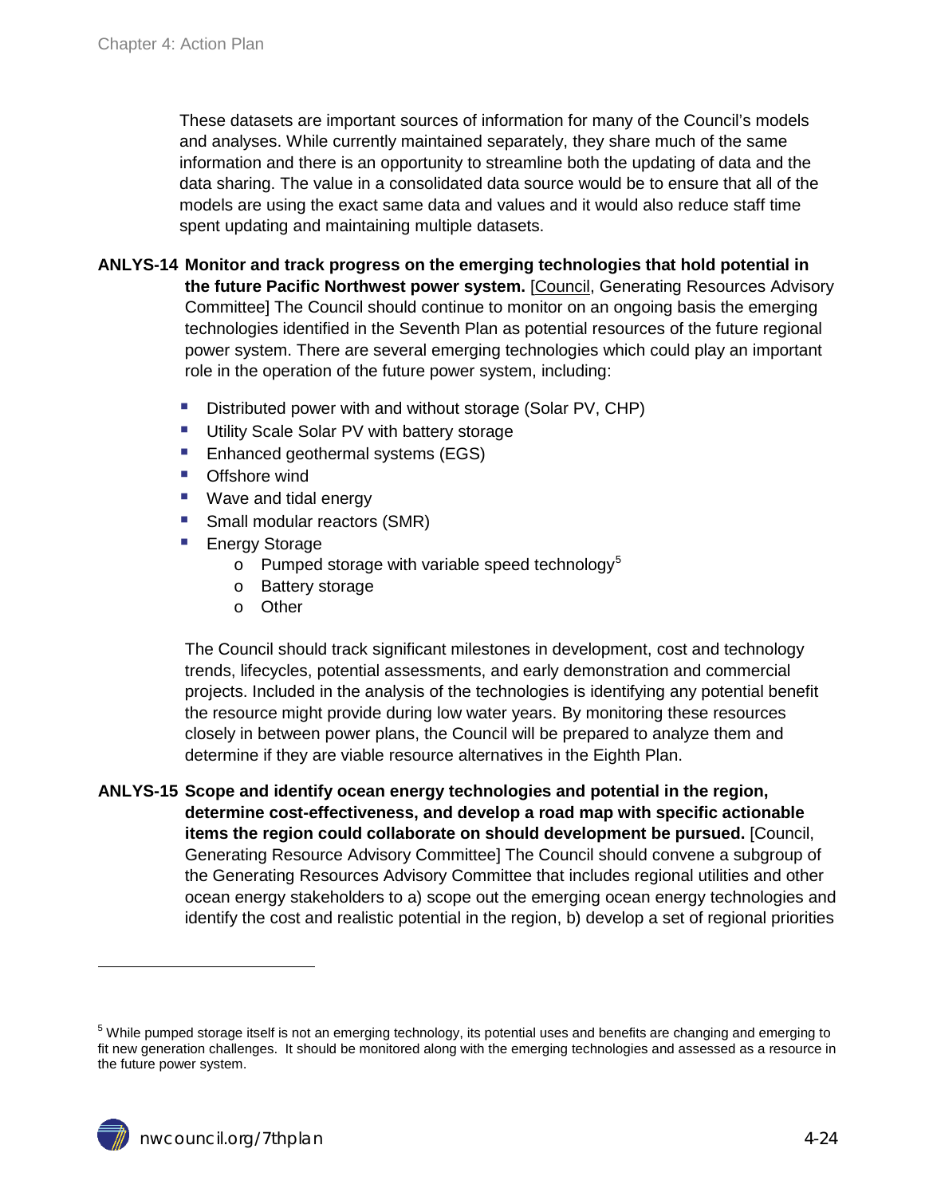These datasets are important sources of information for many of the Council's models and analyses. While currently maintained separately, they share much of the same information and there is an opportunity to streamline both the updating of data and the data sharing. The value in a consolidated data source would be to ensure that all of the models are using the exact same data and values and it would also reduce staff time spent updating and maintaining multiple datasets.

**ANLYS-14 Monitor and track progress on the emerging technologies that hold potential in the future Pacific Northwest power system.** [Council, Generating Resources Advisory Committee] The Council should continue to monitor on an ongoing basis the emerging technologies identified in the Seventh Plan as potential resources of the future regional power system. There are several emerging technologies which could play an important role in the operation of the future power system, including:

- Distributed power with and without storage (Solar PV, CHP)
- Utility Scale Solar PV with battery storage
- Enhanced geothermal systems (EGS)
- Offshore wind
- Wave and tidal energy
- Small modular reactors (SMR)
- Energy Storage
    - Pumped storage with variable speed technology[5]
    - Battery storage
    - Other

The Council should track significant milestones in development, cost and technology trends, lifecycles, potential assessments, and early demonstration and commercial projects. Included in the analysis of the technologies is identifying any potential benefit the resource might provide during low water years. By monitoring these resources closely in between power plans, the Council will be prepared to analyze them and determine if they are viable resource alternatives in the Eighth Plan.

**ANLYS-15 Scope and identify ocean energy technologies and potential in the region, determine cost-effectiveness, and develop a road map with specific actionable items the region could collaborate on should development be pursued.** [Council, Generating Resource Advisory Committee] The Council should convene a subgroup of the Generating Resources Advisory Committee that includes regional utilities and other ocean energy stakeholders to a) scope out the emerging ocean energy technologies and identify the cost and realistic potential in the region, b) develop a set of regional priorities

[5] While pumped storage itself is not an emerging technology, its potential uses and benefits are changing and emerging to fit new generation challenges. It should be monitored along with the emerging technologies and assessed as a resource in the future power system.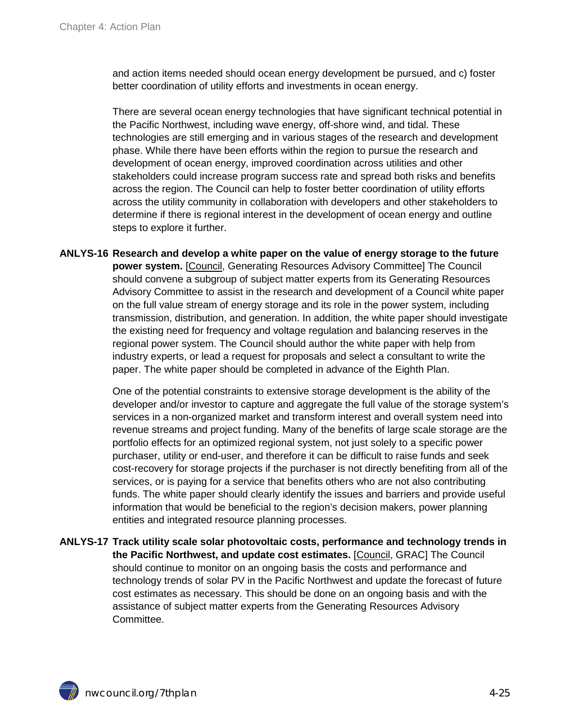and action items needed should ocean energy development be pursued, and c) foster better coordination of utility efforts and investments in ocean energy.

There are several ocean energy technologies that have significant technical potential in the Pacific Northwest, including wave energy, off-shore wind, and tidal. These technologies are still emerging and in various stages of the research and development phase. While there have been efforts within the region to pursue the research and development of ocean energy, improved coordination across utilities and other stakeholders could increase program success rate and spread both risks and benefits across the region. The Council can help to foster better coordination of utility efforts across the utility community in collaboration with developers and other stakeholders to determine if there is regional interest in the development of ocean energy and outline steps to explore it further.

**ANLYS-16 Research and develop a white paper on the value of energy storage to the future power system.** [Council, Generating Resources Advisory Committee] The Council should convene a subgroup of subject matter experts from its Generating Resources Advisory Committee to assist in the research and development of a Council white paper on the full value stream of energy storage and its role in the power system, including transmission, distribution, and generation. In addition, the white paper should investigate the existing need for frequency and voltage regulation and balancing reserves in the regional power system. The Council should author the white paper with help from industry experts, or lead a request for proposals and select a consultant to write the paper. The white paper should be completed in advance of the Eighth Plan.

One of the potential constraints to extensive storage development is the ability of the developer and/or investor to capture and aggregate the full value of the storage system's services in a non-organized market and transform interest and overall system need into revenue streams and project funding. Many of the benefits of large scale storage are the portfolio effects for an optimized regional system, not just solely to a specific power purchaser, utility or end-user, and therefore it can be difficult to raise funds and seek cost-recovery for storage projects if the purchaser is not directly benefiting from all of the services, or is paying for a service that benefits others who are not also contributing funds. The white paper should clearly identify the issues and barriers and provide useful information that would be beneficial to the region's decision makers, power planning entities and integrated resource planning processes.

**ANLYS-17 Track utility scale solar photovoltaic costs, performance and technology trends in the Pacific Northwest, and update cost estimates.** [Council, GRAC] The Council should continue to monitor on an ongoing basis the costs and performance and technology trends of solar PV in the Pacific Northwest and update the forecast of future cost estimates as necessary. This should be done on an ongoing basis and with the assistance of subject matter experts from the Generating Resources Advisory Committee.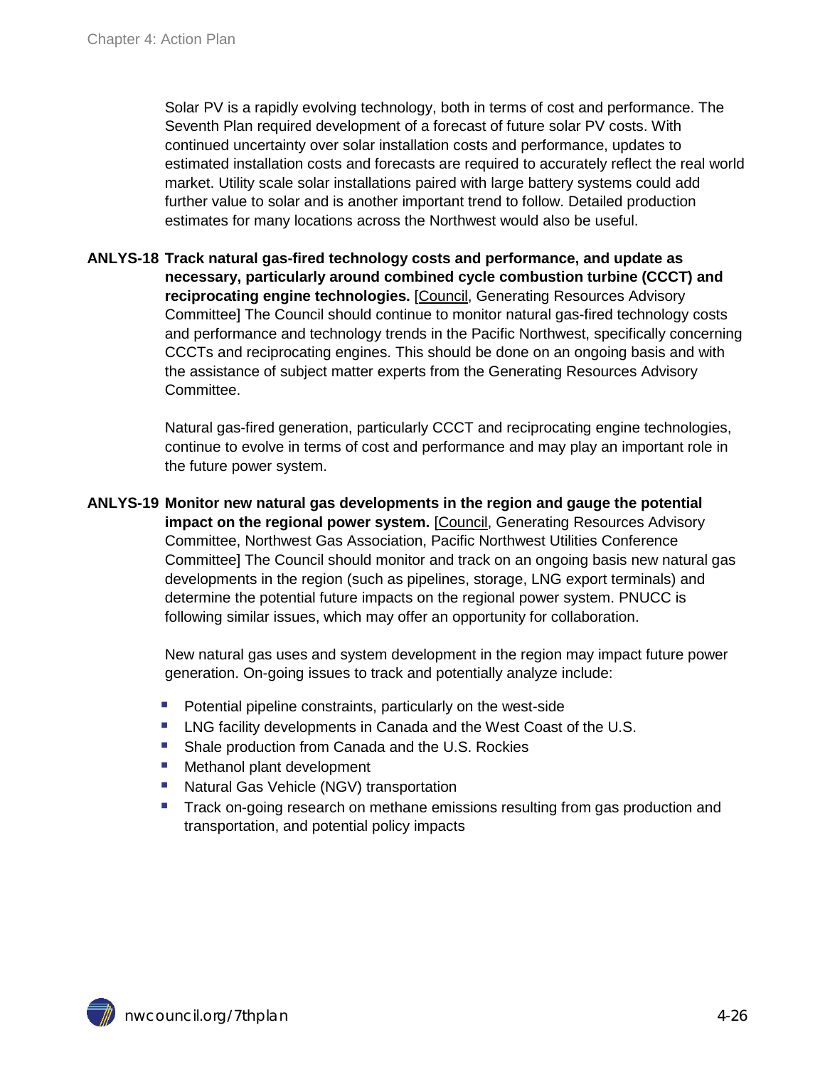Solar PV is a rapidly evolving technology, both in terms of cost and performance. The Seventh Plan required development of a forecast of future solar PV costs. With continued uncertainty over solar installation costs and performance, updates to estimated installation costs and forecasts are required to accurately reflect the real world market. Utility scale solar installations paired with large battery systems could add further value to solar and is another important trend to follow. Detailed production estimates for many locations across the Northwest would also be useful.

**ANLYS-18 Track natural gas-fired technology costs and performance, and update as necessary, particularly around combined cycle combustion turbine (CCCT) and reciprocating engine technologies.** [Council, Generating Resources Advisory Committee] The Council should continue to monitor natural gas-fired technology costs and performance and technology trends in the Pacific Northwest, specifically concerning CCCTs and reciprocating engines. This should be done on an ongoing basis and with the assistance of subject matter experts from the Generating Resources Advisory Committee.

Natural gas-fired generation, particularly CCCT and reciprocating engine technologies, continue to evolve in terms of cost and performance and may play an important role in the future power system.

**ANLYS-19 Monitor new natural gas developments in the region and gauge the potential impact on the regional power system.** [Council, Generating Resources Advisory Committee, Northwest Gas Association, Pacific Northwest Utilities Conference Committee] The Council should monitor and track on an ongoing basis new natural gas developments in the region (such as pipelines, storage, LNG export terminals) and determine the potential future impacts on the regional power system. PNUCC is following similar issues, which may offer an opportunity for collaboration.

New natural gas uses and system development in the region may impact future power generation. On-going issues to track and potentially analyze include:

- Potential pipeline constraints, particularly on the west-side
- LNG facility developments in Canada and the West Coast of the U.S.
- Shale production from Canada and the U.S. Rockies
- Methanol plant development
- Natural Gas Vehicle (NGV) transportation
- Track on-going research on methane emissions resulting from gas production and transportation, and potential policy impacts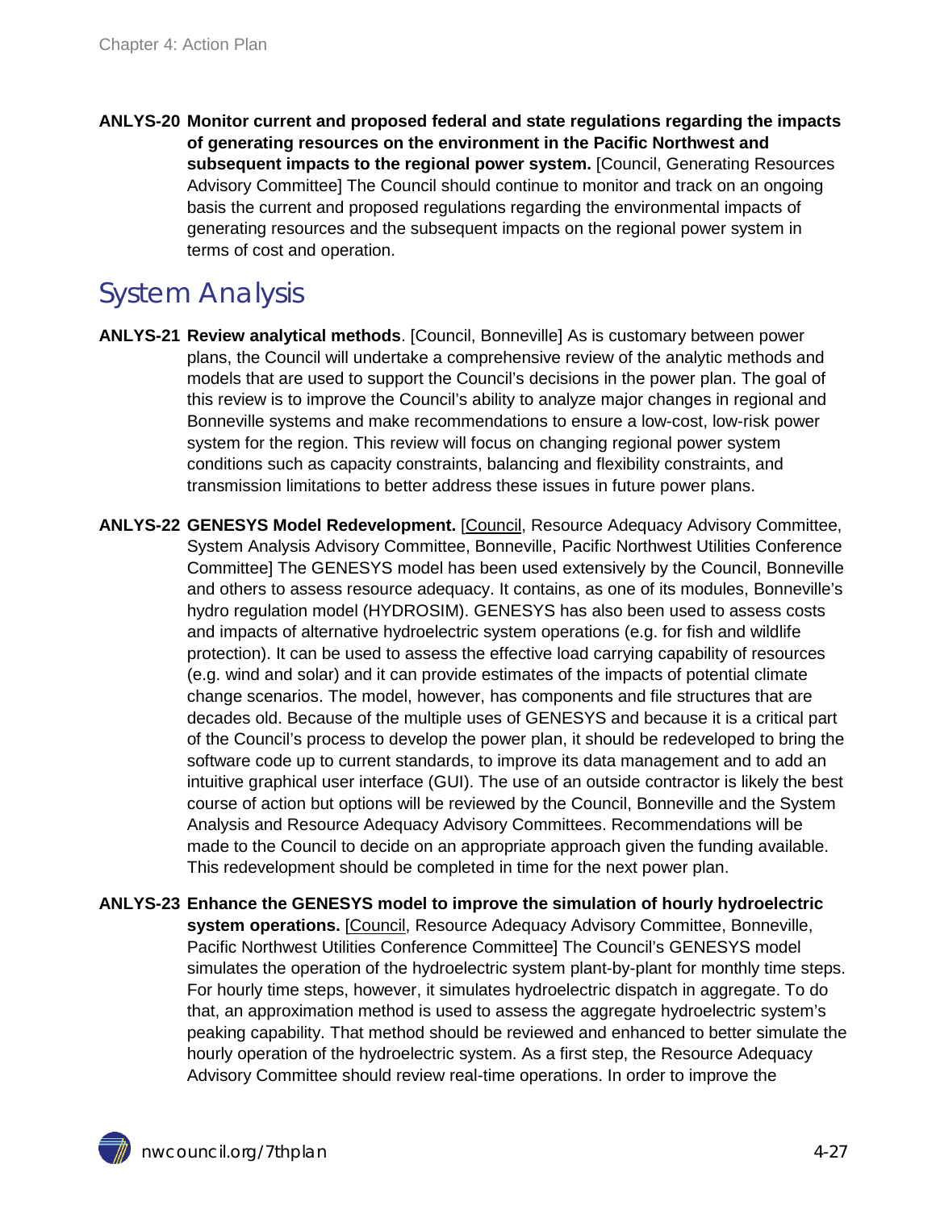**ANLYS-20 Monitor current and proposed federal and state regulations regarding the impacts of generating resources on the environment in the Pacific Northwest and subsequent impacts to the regional power system.** [Council, Generating Resources Advisory Committee] The Council should continue to monitor and track on an ongoing basis the current and proposed regulations regarding the environmental impacts of generating resources and the subsequent impacts on the regional power system in terms of cost and operation.

## System Analysis

**ANLYS-21 Review analytical methods**. [Council, Bonneville] As is customary between power plans, the Council will undertake a comprehensive review of the analytic methods and models that are used to support the Council's decisions in the power plan. The goal of this review is to improve the Council's ability to analyze major changes in regional and Bonneville systems and make recommendations to ensure a low-cost, low-risk power system for the region. This review will focus on changing regional power system conditions such as capacity constraints, balancing and flexibility constraints, and transmission limitations to better address these issues in future power plans.

**ANLYS-22 GENESYS Model Redevelopment.** [Council, Resource Adequacy Advisory Committee, System Analysis Advisory Committee, Bonneville, Pacific Northwest Utilities Conference Committee] The GENESYS model has been used extensively by the Council, Bonneville and others to assess resource adequacy. It contains, as one of its modules, Bonneville's hydro regulation model (HYDROSIM). GENESYS has also been used to assess costs and impacts of alternative hydroelectric system operations (e.g. for fish and wildlife protection). It can be used to assess the effective load carrying capability of resources (e.g. wind and solar) and it can provide estimates of the impacts of potential climate change scenarios. The model, however, has components and file structures that are decades old. Because of the multiple uses of GENESYS and because it is a critical part of the Council's process to develop the power plan, it should be redeveloped to bring the software code up to current standards, to improve its data management and to add an intuitive graphical user interface (GUI). The use of an outside contractor is likely the best course of action but options will be reviewed by the Council, Bonneville and the System Analysis and Resource Adequacy Advisory Committees. Recommendations will be made to the Council to decide on an appropriate approach given the funding available. This redevelopment should be completed in time for the next power plan.

**ANLYS-23 Enhance the GENESYS model to improve the simulation of hourly hydroelectric system operations.** [Council, Resource Adequacy Advisory Committee, Bonneville, Pacific Northwest Utilities Conference Committee] The Council's GENESYS model simulates the operation of the hydroelectric system plant-by-plant for monthly time steps. For hourly time steps, however, it simulates hydroelectric dispatch in aggregate. To do that, an approximation method is used to assess the aggregate hydroelectric system's peaking capability. That method should be reviewed and enhanced to better simulate the hourly operation of the hydroelectric system. As a first step, the Resource Adequacy Advisory Committee should review real-time operations. In order to improve the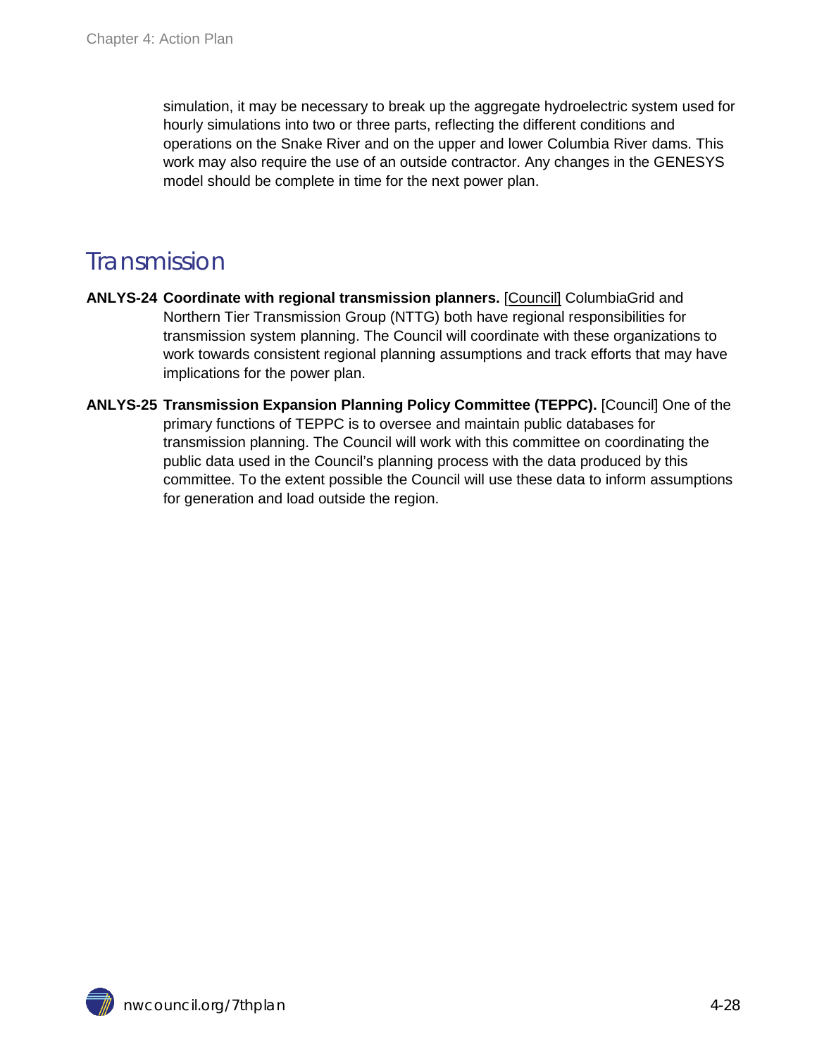simulation, it may be necessary to break up the aggregate hydroelectric system used for hourly simulations into two or three parts, reflecting the different conditions and operations on the Snake River and on the upper and lower Columbia River dams. This work may also require the use of an outside contractor. Any changes in the GENESYS model should be complete in time for the next power plan.

## Transmission

**ANLYS-24 Coordinate with regional transmission planners.** [Council] ColumbiaGrid and Northern Tier Transmission Group (NTTG) both have regional responsibilities for transmission system planning. The Council will coordinate with these organizations to work towards consistent regional planning assumptions and track efforts that may have implications for the power plan.

**ANLYS-25 Transmission Expansion Planning Policy Committee (TEPPC).** [Council] One of the primary functions of TEPPC is to oversee and maintain public databases for transmission planning. The Council will work with this committee on coordinating the public data used in the Council's planning process with the data produced by this committee. To the extent possible the Council will use these data to inform assumptions for generation and load outside the region.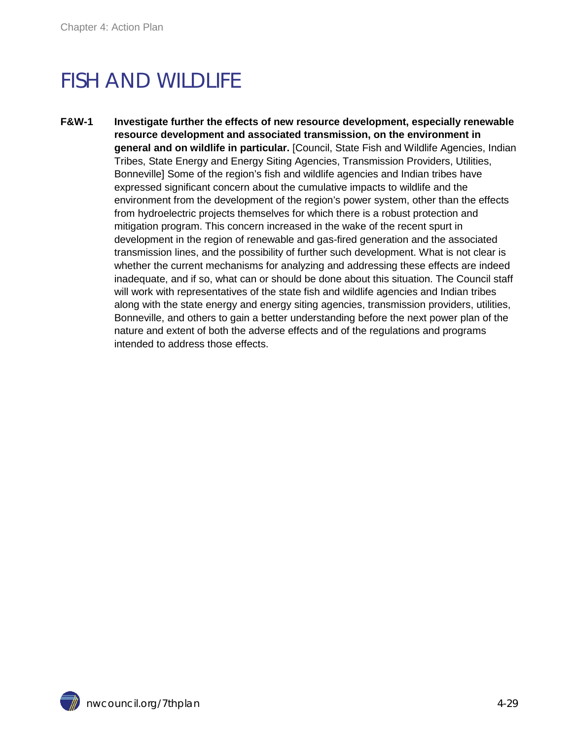# FISH AND WILDLIFE

**F&W-1 Investigate further the effects of new resource development, especially renewable resource development and associated transmission, on the environment in general and on wildlife in particular.** [Council, State Fish and Wildlife Agencies, Indian Tribes, State Energy and Energy Siting Agencies, Transmission Providers, Utilities, Bonneville] Some of the region's fish and wildlife agencies and Indian tribes have expressed significant concern about the cumulative impacts to wildlife and the environment from the development of the region's power system, other than the effects from hydroelectric projects themselves for which there is a robust protection and mitigation program. This concern increased in the wake of the recent spurt in development in the region of renewable and gas-fired generation and the associated transmission lines, and the possibility of further such development. What is not clear is whether the current mechanisms for analyzing and addressing these effects are indeed inadequate, and if so, what can or should be done about this situation. The Council staff will work with representatives of the state fish and wildlife agencies and Indian tribes along with the state energy and energy siting agencies, transmission providers, utilities, Bonneville, and others to gain a better understanding before the next power plan of the nature and extent of both the adverse effects and of the regulations and programs intended to address those effects.